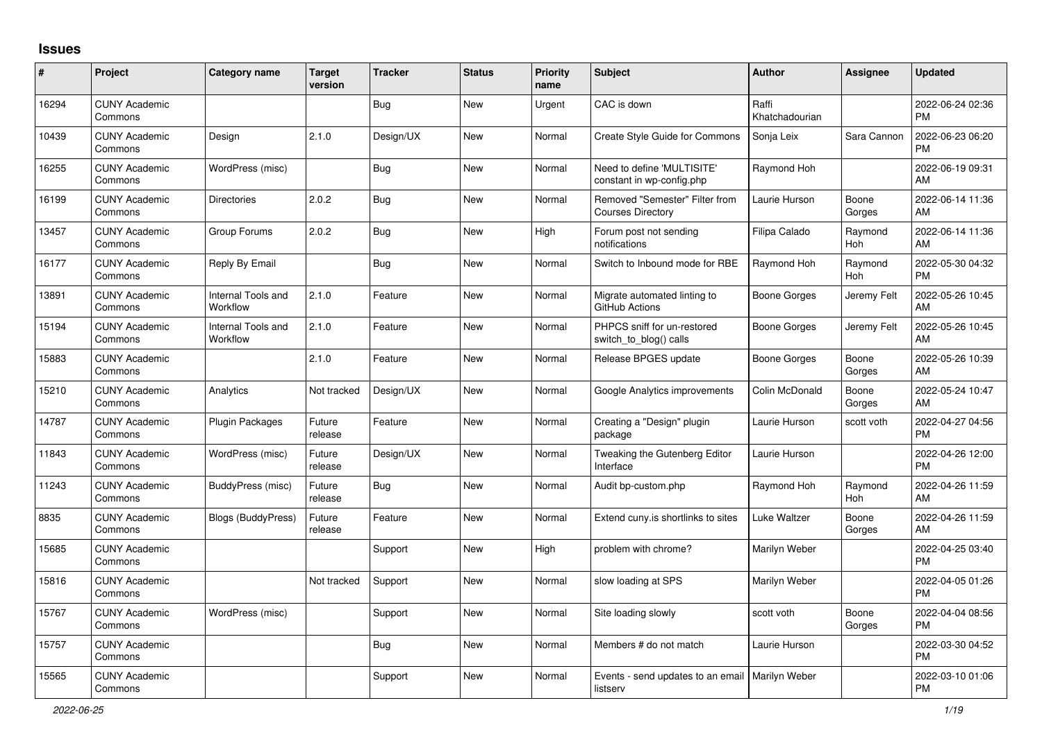# Issues

| # | Project | Category name | Target version | Tracker | Status | Priority name | Subject | Author | Assignee | Updated |
|---|---|---|---|---|---|---|---|---|---|---|
| 16294 | CUNY Academic Commons | | | Bug | New | Urgent | CAC is down | Raffi Khatchadourian | | 2022-06-24 02:36 PM |
| 10439 | CUNY Academic Commons | Design | 2.1.0 | Design/UX | New | Normal | Create Style Guide for Commons | Sonja Leix | Sara Cannon | 2022-06-23 06:20 PM |
| 16255 | CUNY Academic Commons | WordPress (misc) | | Bug | New | Normal | Need to define 'MULTISITE' constant in wp-config.php | Raymond Hoh | | 2022-06-19 09:31 AM |
| 16199 | CUNY Academic Commons | Directories | 2.0.2 | Bug | New | Normal | Removed "Semester" Filter from Courses Directory | Laurie Hurson | Boone Gorges | 2022-06-14 11:36 AM |
| 13457 | CUNY Academic Commons | Group Forums | 2.0.2 | Bug | New | High | Forum post not sending notifications | Filipa Calado | Raymond Hoh | 2022-06-14 11:36 AM |
| 16177 | CUNY Academic Commons | Reply By Email | | Bug | New | Normal | Switch to Inbound mode for RBE | Raymond Hoh | Raymond Hoh | 2022-05-30 04:32 PM |
| 13891 | CUNY Academic Commons | Internal Tools and Workflow | 2.1.0 | Feature | New | Normal | Migrate automated linting to GitHub Actions | Boone Gorges | Jeremy Felt | 2022-05-26 10:45 AM |
| 15194 | CUNY Academic Commons | Internal Tools and Workflow | 2.1.0 | Feature | New | Normal | PHPCS sniff for un-restored switch_to_blog() calls | Boone Gorges | Jeremy Felt | 2022-05-26 10:45 AM |
| 15883 | CUNY Academic Commons | | 2.1.0 | Feature | New | Normal | Release BPGES update | Boone Gorges | Boone Gorges | 2022-05-26 10:39 AM |
| 15210 | CUNY Academic Commons | Analytics | Not tracked | Design/UX | New | Normal | Google Analytics improvements | Colin McDonald | Boone Gorges | 2022-05-24 10:47 AM |
| 14787 | CUNY Academic Commons | Plugin Packages | Future release | Feature | New | Normal | Creating a "Design" plugin package | Laurie Hurson | scott voth | 2022-04-27 04:56 PM |
| 11843 | CUNY Academic Commons | WordPress (misc) | Future release | Design/UX | New | Normal | Tweaking the Gutenberg Editor Interface | Laurie Hurson | | 2022-04-26 12:00 PM |
| 11243 | CUNY Academic Commons | BuddyPress (misc) | Future release | Bug | New | Normal | Audit bp-custom.php | Raymond Hoh | Raymond Hoh | 2022-04-26 11:59 AM |
| 8835 | CUNY Academic Commons | Blogs (BuddyPress) | Future release | Feature | New | Normal | Extend cuny.is shortlinks to sites | Luke Waltzer | Boone Gorges | 2022-04-26 11:59 AM |
| 15685 | CUNY Academic Commons | | | Support | New | High | problem with chrome? | Marilyn Weber | | 2022-04-25 03:40 PM |
| 15816 | CUNY Academic Commons | | Not tracked | Support | New | Normal | slow loading at SPS | Marilyn Weber | | 2022-04-05 01:26 PM |
| 15767 | CUNY Academic Commons | WordPress (misc) | | Support | New | Normal | Site loading slowly | scott voth | Boone Gorges | 2022-04-04 08:56 PM |
| 15757 | CUNY Academic Commons | | | Bug | New | Normal | Members # do not match | Laurie Hurson | | 2022-03-30 04:52 PM |
| 15565 | CUNY Academic Commons | | | Support | New | Normal | Events - send updates to an email listserv | Marilyn Weber | | 2022-03-10 01:06 PM |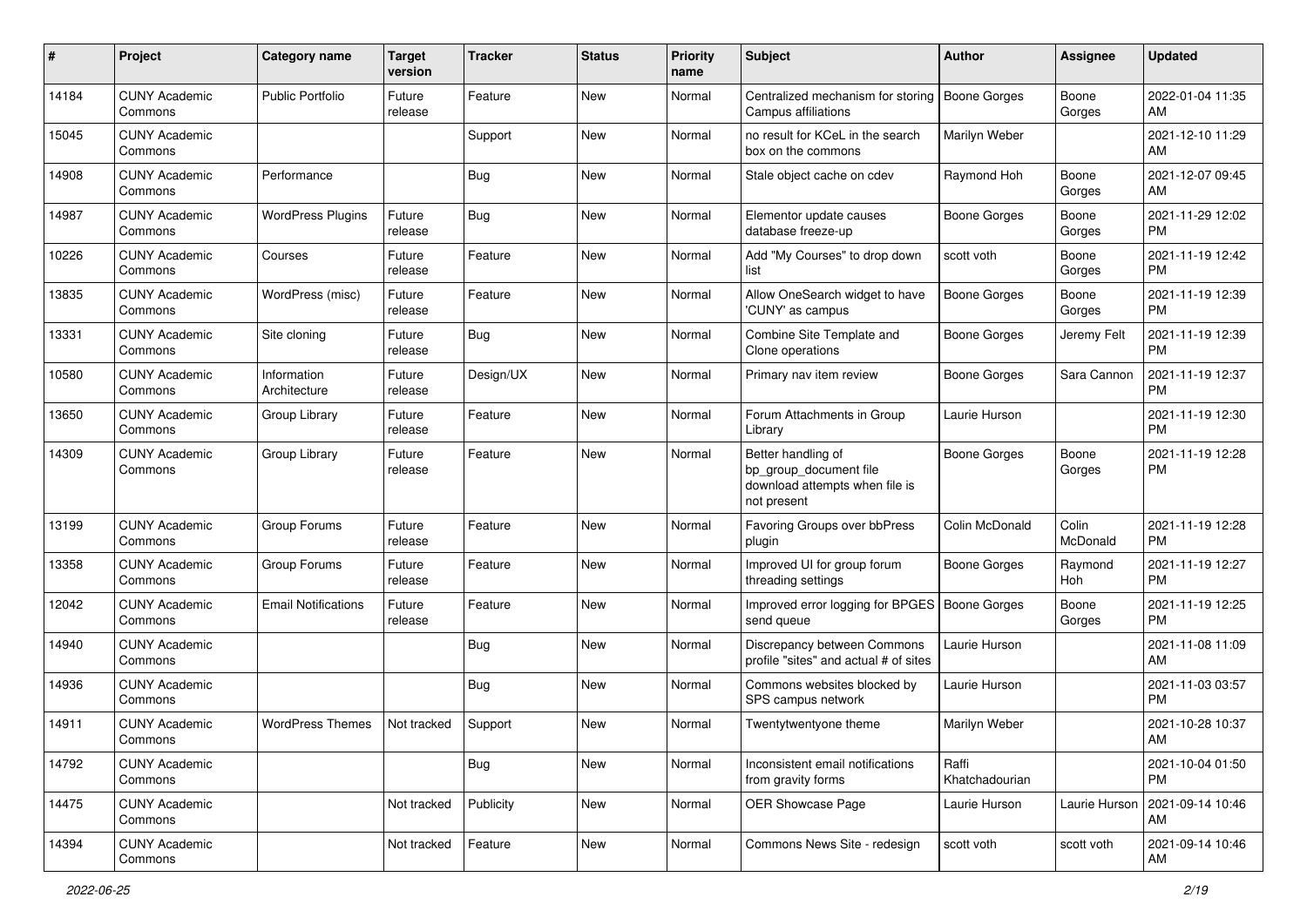| # | Project | Category name | Target version | Tracker | Status | Priority name | Subject | Author | Assignee | Updated |
|---|---|---|---|---|---|---|---|---|---|---|
| 14184 | CUNY Academic Commons | Public Portfolio | Future release | Feature | New | Normal | Centralized mechanism for storing Campus affiliations | Boone Gorges | Boone Gorges | 2022-01-04 11:35 AM |
| 15045 | CUNY Academic Commons | | | Support | New | Normal | no result for KCeL in the search box on the commons | Marilyn Weber | | 2021-12-10 11:29 AM |
| 14908 | CUNY Academic Commons | Performance | | Bug | New | Normal | Stale object cache on cdev | Raymond Hoh | Boone Gorges | 2021-12-07 09:45 AM |
| 14987 | CUNY Academic Commons | WordPress Plugins | Future release | Bug | New | Normal | Elementor update causes database freeze-up | Boone Gorges | Boone Gorges | 2021-11-29 12:02 PM |
| 10226 | CUNY Academic Commons | Courses | Future release | Feature | New | Normal | Add "My Courses" to drop down list | scott voth | Boone Gorges | 2021-11-19 12:42 PM |
| 13835 | CUNY Academic Commons | WordPress (misc) | Future release | Feature | New | Normal | Allow OneSearch widget to have 'CUNY' as campus | Boone Gorges | Boone Gorges | 2021-11-19 12:39 PM |
| 13331 | CUNY Academic Commons | Site cloning | Future release | Bug | New | Normal | Combine Site Template and Clone operations | Boone Gorges | Jeremy Felt | 2021-11-19 12:39 PM |
| 10580 | CUNY Academic Commons | Information Architecture | Future release | Design/UX | New | Normal | Primary nav item review | Boone Gorges | Sara Cannon | 2021-11-19 12:37 PM |
| 13650 | CUNY Academic Commons | Group Library | Future release | Feature | New | Normal | Forum Attachments in Group Library | Laurie Hurson | | 2021-11-19 12:30 PM |
| 14309 | CUNY Academic Commons | Group Library | Future release | Feature | New | Normal | Better handling of bp_group_document file download attempts when file is not present | Boone Gorges | Boone Gorges | 2021-11-19 12:28 PM |
| 13199 | CUNY Academic Commons | Group Forums | Future release | Feature | New | Normal | Favoring Groups over bbPress plugin | Colin McDonald | Colin McDonald | 2021-11-19 12:28 PM |
| 13358 | CUNY Academic Commons | Group Forums | Future release | Feature | New | Normal | Improved UI for group forum threading settings | Boone Gorges | Raymond Hoh | 2021-11-19 12:27 PM |
| 12042 | CUNY Academic Commons | Email Notifications | Future release | Feature | New | Normal | Improved error logging for BPGES send queue | Boone Gorges | Boone Gorges | 2021-11-19 12:25 PM |
| 14940 | CUNY Academic Commons | | | Bug | New | Normal | Discrepancy between Commons profile "sites" and actual # of sites | Laurie Hurson | | 2021-11-08 11:09 AM |
| 14936 | CUNY Academic Commons | | | Bug | New | Normal | Commons websites blocked by SPS campus network | Laurie Hurson | | 2021-11-03 03:57 PM |
| 14911 | CUNY Academic Commons | WordPress Themes | Not tracked | Support | New | Normal | Twentytwentyone theme | Marilyn Weber | | 2021-10-28 10:37 AM |
| 14792 | CUNY Academic Commons | | | Bug | New | Normal | Inconsistent email notifications from gravity forms | Raffi Khatchadourian | | 2021-10-04 01:50 PM |
| 14475 | CUNY Academic Commons | | Not tracked | Publicity | New | Normal | OER Showcase Page | Laurie Hurson | Laurie Hurson | 2021-09-14 10:46 AM |
| 14394 | CUNY Academic Commons | | Not tracked | Feature | New | Normal | Commons News Site - redesign | scott voth | scott voth | 2021-09-14 10:46 AM |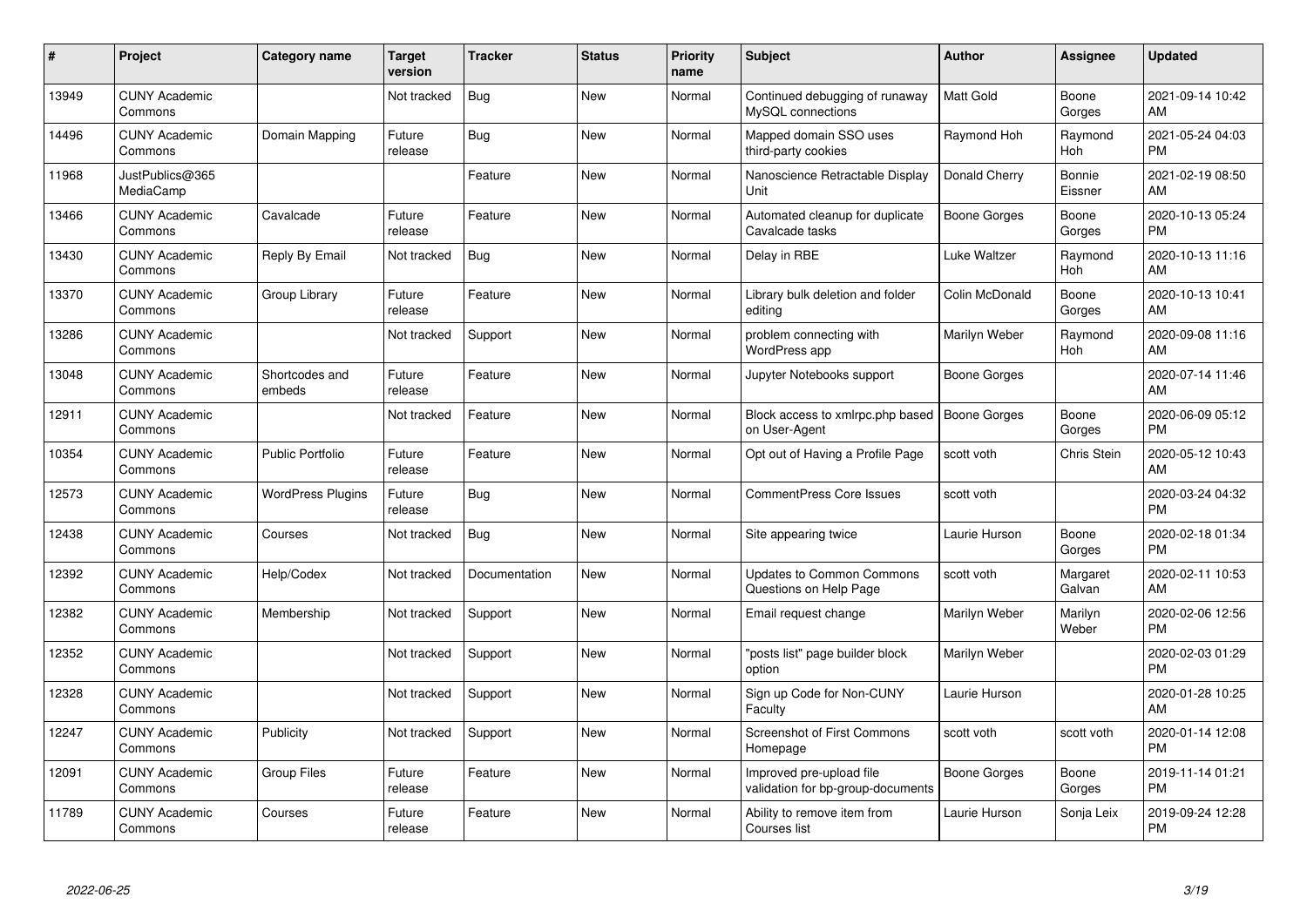| # | Project | Category name | Target version | Tracker | Status | Priority name | Subject | Author | Assignee | Updated |
|---|---|---|---|---|---|---|---|---|---|---|
| 13949 | CUNY Academic Commons | | Not tracked | Bug | New | Normal | Continued debugging of runaway MySQL connections | Matt Gold | Boone Gorges | 2021-09-14 10:42 AM |
| 14496 | CUNY Academic Commons | Domain Mapping | Future release | Bug | New | Normal | Mapped domain SSO uses third-party cookies | Raymond Hoh | Raymond Hoh | 2021-05-24 04:03 PM |
| 11968 | JustPublics@365 MediaCamp | | | Feature | New | Normal | Nanoscience Retractable Display Unit | Donald Cherry | Bonnie Eissner | 2021-02-19 08:50 AM |
| 13466 | CUNY Academic Commons | Cavalcade | Future release | Feature | New | Normal | Automated cleanup for duplicate Cavalcade tasks | Boone Gorges | Boone Gorges | 2020-10-13 05:24 PM |
| 13430 | CUNY Academic Commons | Reply By Email | Not tracked | Bug | New | Normal | Delay in RBE | Luke Waltzer | Raymond Hoh | 2020-10-13 11:16 AM |
| 13370 | CUNY Academic Commons | Group Library | Future release | Feature | New | Normal | Library bulk deletion and folder editing | Colin McDonald | Boone Gorges | 2020-10-13 10:41 AM |
| 13286 | CUNY Academic Commons | | Not tracked | Support | New | Normal | problem connecting with WordPress app | Marilyn Weber | Raymond Hoh | 2020-09-08 11:16 AM |
| 13048 | CUNY Academic Commons | Shortcodes and embeds | Future release | Feature | New | Normal | Jupyter Notebooks support | Boone Gorges | | 2020-07-14 11:46 AM |
| 12911 | CUNY Academic Commons | | Not tracked | Feature | New | Normal | Block access to xmlrpc.php based on User-Agent | Boone Gorges | Boone Gorges | 2020-06-09 05:12 PM |
| 10354 | CUNY Academic Commons | Public Portfolio | Future release | Feature | New | Normal | Opt out of Having a Profile Page | scott voth | Chris Stein | 2020-05-12 10:43 AM |
| 12573 | CUNY Academic Commons | WordPress Plugins | Future release | Bug | New | Normal | CommentPress Core Issues | scott voth | | 2020-03-24 04:32 PM |
| 12438 | CUNY Academic Commons | Courses | Not tracked | Bug | New | Normal | Site appearing twice | Laurie Hurson | Boone Gorges | 2020-02-18 01:34 PM |
| 12392 | CUNY Academic Commons | Help/Codex | Not tracked | Documentation | New | Normal | Updates to Common Commons Questions on Help Page | scott voth | Margaret Galvan | 2020-02-11 10:53 AM |
| 12382 | CUNY Academic Commons | Membership | Not tracked | Support | New | Normal | Email request change | Marilyn Weber | Marilyn Weber | 2020-02-06 12:56 PM |
| 12352 | CUNY Academic Commons | | Not tracked | Support | New | Normal | "posts list" page builder block option | Marilyn Weber | | 2020-02-03 01:29 PM |
| 12328 | CUNY Academic Commons | | Not tracked | Support | New | Normal | Sign up Code for Non-CUNY Faculty | Laurie Hurson | | 2020-01-28 10:25 AM |
| 12247 | CUNY Academic Commons | Publicity | Not tracked | Support | New | Normal | Screenshot of First Commons Homepage | scott voth | scott voth | 2020-01-14 12:08 PM |
| 12091 | CUNY Academic Commons | Group Files | Future release | Feature | New | Normal | Improved pre-upload file validation for bp-group-documents | Boone Gorges | Boone Gorges | 2019-11-14 01:21 PM |
| 11789 | CUNY Academic Commons | Courses | Future release | Feature | New | Normal | Ability to remove item from Courses list | Laurie Hurson | Sonja Leix | 2019-09-24 12:28 PM |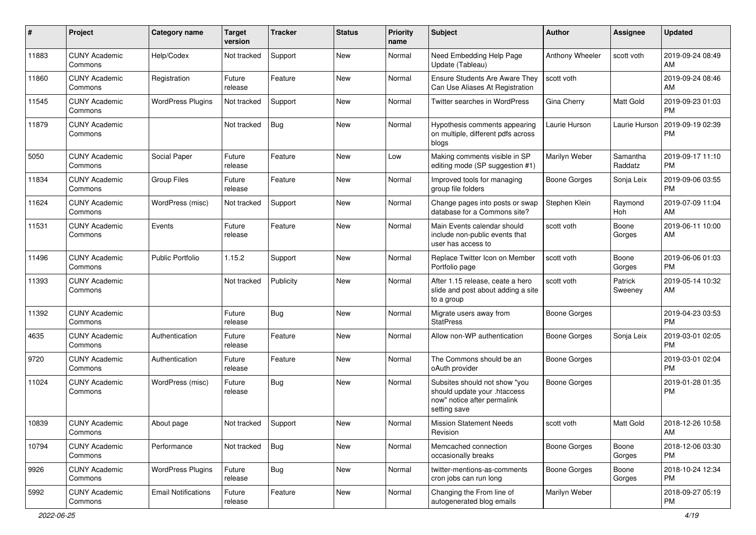| # | Project | Category name | Target version | Tracker | Status | Priority name | Subject | Author | Assignee | Updated |
|---|---|---|---|---|---|---|---|---|---|---|
| 11883 | CUNY Academic Commons | Help/Codex | Not tracked | Support | New | Normal | Need Embedding Help Page Update (Tableau) | Anthony Wheeler | scott voth | 2019-09-24 08:49 AM |
| 11860 | CUNY Academic Commons | Registration | Future release | Feature | New | Normal | Ensure Students Are Aware They Can Use Aliases At Registration | scott voth | | 2019-09-24 08:46 AM |
| 11545 | CUNY Academic Commons | WordPress Plugins | Not tracked | Support | New | Normal | Twitter searches in WordPress | Gina Cherry | Matt Gold | 2019-09-23 01:03 PM |
| 11879 | CUNY Academic Commons | | Not tracked | Bug | New | Normal | Hypothesis comments appearing on multiple, different pdfs across blogs | Laurie Hurson | Laurie Hurson | 2019-09-19 02:39 PM |
| 5050 | CUNY Academic Commons | Social Paper | Future release | Feature | New | Low | Making comments visible in SP editing mode (SP suggestion #1) | Marilyn Weber | Samantha Raddatz | 2019-09-17 11:10 PM |
| 11834 | CUNY Academic Commons | Group Files | Future release | Feature | New | Normal | Improved tools for managing group file folders | Boone Gorges | Sonja Leix | 2019-09-06 03:55 PM |
| 11624 | CUNY Academic Commons | WordPress (misc) | Not tracked | Support | New | Normal | Change pages into posts or swap database for a Commons site? | Stephen Klein | Raymond Hoh | 2019-07-09 11:04 AM |
| 11531 | CUNY Academic Commons | Events | Future release | Feature | New | Normal | Main Events calendar should include non-public events that user has access to | scott voth | Boone Gorges | 2019-06-11 10:00 AM |
| 11496 | CUNY Academic Commons | Public Portfolio | 1.15.2 | Support | New | Normal | Replace Twitter Icon on Member Portfolio page | scott voth | Boone Gorges | 2019-06-06 01:03 PM |
| 11393 | CUNY Academic Commons | | Not tracked | Publicity | New | Normal | After 1.15 release, ceate a hero slide and post about adding a site to a group | scott voth | Patrick Sweeney | 2019-05-14 10:32 AM |
| 11392 | CUNY Academic Commons | | Future release | Bug | New | Normal | Migrate users away from StatPress | Boone Gorges | | 2019-04-23 03:53 PM |
| 4635 | CUNY Academic Commons | Authentication | Future release | Feature | New | Normal | Allow non-WP authentication | Boone Gorges | Sonja Leix | 2019-03-01 02:05 PM |
| 9720 | CUNY Academic Commons | Authentication | Future release | Feature | New | Normal | The Commons should be an oAuth provider | Boone Gorges | | 2019-03-01 02:04 PM |
| 11024 | CUNY Academic Commons | WordPress (misc) | Future release | Bug | New | Normal | Subsites should not show "you should update your .htaccess now" notice after permalink setting save | Boone Gorges | | 2019-01-28 01:35 PM |
| 10839 | CUNY Academic Commons | About page | Not tracked | Support | New | Normal | Mission Statement Needs Revision | scott voth | Matt Gold | 2018-12-26 10:58 AM |
| 10794 | CUNY Academic Commons | Performance | Not tracked | Bug | New | Normal | Memcached connection occasionally breaks | Boone Gorges | Boone Gorges | 2018-12-06 03:30 PM |
| 9926 | CUNY Academic Commons | WordPress Plugins | Future release | Bug | New | Normal | twitter-mentions-as-comments cron jobs can run long | Boone Gorges | Boone Gorges | 2018-10-24 12:34 PM |
| 5992 | CUNY Academic Commons | Email Notifications | Future release | Feature | New | Normal | Changing the From line of autogenerated blog emails | Marilyn Weber | | 2018-09-27 05:19 PM |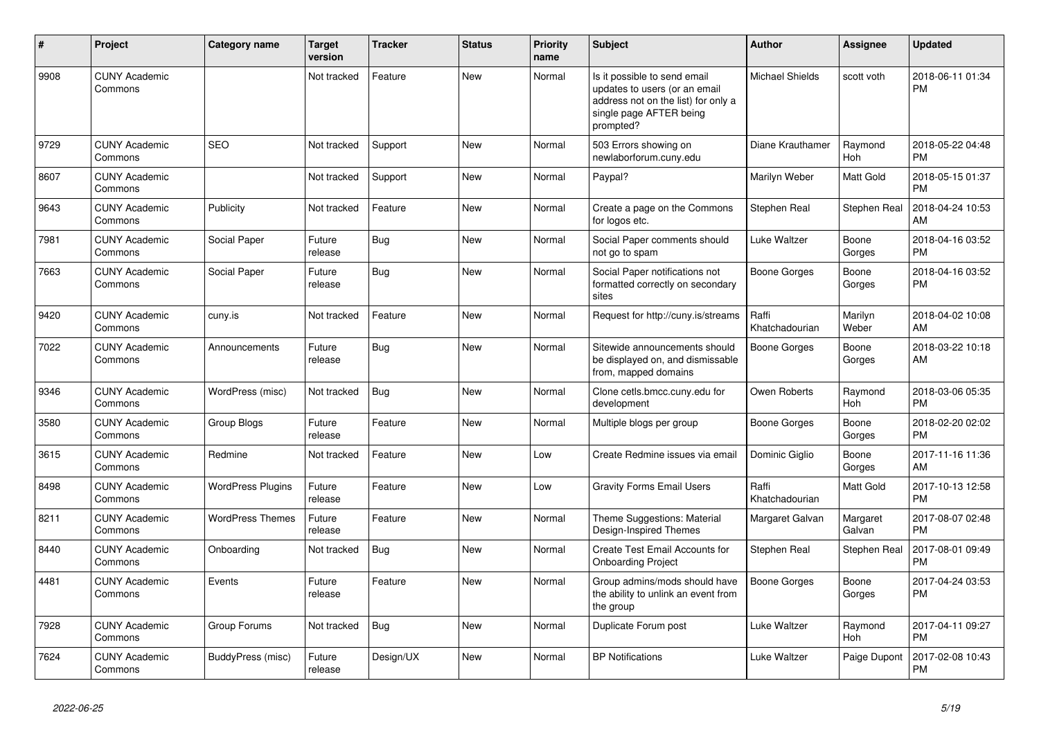| # | Project | Category name | Target version | Tracker | Status | Priority name | Subject | Author | Assignee | Updated |
|---|---|---|---|---|---|---|---|---|---|---|
| 9908 | CUNY Academic Commons | | Not tracked | Feature | New | Normal | Is it possible to send email updates to users (or an email address not on the list) for only a single page AFTER being prompted? | Michael Shields | scott voth | 2018-06-11 01:34 PM |
| 9729 | CUNY Academic Commons | SEO | Not tracked | Support | New | Normal | 503 Errors showing on newlaborforum.cuny.edu | Diane Krauthamer | Raymond Hoh | 2018-05-22 04:48 PM |
| 8607 | CUNY Academic Commons | | Not tracked | Support | New | Normal | Paypal? | Marilyn Weber | Matt Gold | 2018-05-15 01:37 PM |
| 9643 | CUNY Academic Commons | Publicity | Not tracked | Feature | New | Normal | Create a page on the Commons for logos etc. | Stephen Real | Stephen Real | 2018-04-24 10:53 AM |
| 7981 | CUNY Academic Commons | Social Paper | Future release | Bug | New | Normal | Social Paper comments should not go to spam | Luke Waltzer | Boone Gorges | 2018-04-16 03:52 PM |
| 7663 | CUNY Academic Commons | Social Paper | Future release | Bug | New | Normal | Social Paper notifications not formatted correctly on secondary sites | Boone Gorges | Boone Gorges | 2018-04-16 03:52 PM |
| 9420 | CUNY Academic Commons | cuny.is | Not tracked | Feature | New | Normal | Request for http://cuny.is/streams | Raffi Khatchadourian | Marilyn Weber | 2018-04-02 10:08 AM |
| 7022 | CUNY Academic Commons | Announcements | Future release | Bug | New | Normal | Sitewide announcements should be displayed on, and dismissable from, mapped domains | Boone Gorges | Boone Gorges | 2018-03-22 10:18 AM |
| 9346 | CUNY Academic Commons | WordPress (misc) | Not tracked | Bug | New | Normal | Clone cetls.bmcc.cuny.edu for development | Owen Roberts | Raymond Hoh | 2018-03-06 05:35 PM |
| 3580 | CUNY Academic Commons | Group Blogs | Future release | Feature | New | Normal | Multiple blogs per group | Boone Gorges | Boone Gorges | 2018-02-20 02:02 PM |
| 3615 | CUNY Academic Commons | Redmine | Not tracked | Feature | New | Low | Create Redmine issues via email | Dominic Giglio | Boone Gorges | 2017-11-16 11:36 AM |
| 8498 | CUNY Academic Commons | WordPress Plugins | Future release | Feature | New | Low | Gravity Forms Email Users | Raffi Khatchadourian | Matt Gold | 2017-10-13 12:58 PM |
| 8211 | CUNY Academic Commons | WordPress Themes | Future release | Feature | New | Normal | Theme Suggestions: Material Design-Inspired Themes | Margaret Galvan | Margaret Galvan | 2017-08-07 02:48 PM |
| 8440 | CUNY Academic Commons | Onboarding | Not tracked | Bug | New | Normal | Create Test Email Accounts for Onboarding Project | Stephen Real | Stephen Real | 2017-08-01 09:49 PM |
| 4481 | CUNY Academic Commons | Events | Future release | Feature | New | Normal | Group admins/mods should have the ability to unlink an event from the group | Boone Gorges | Boone Gorges | 2017-04-24 03:53 PM |
| 7928 | CUNY Academic Commons | Group Forums | Not tracked | Bug | New | Normal | Duplicate Forum post | Luke Waltzer | Raymond Hoh | 2017-04-11 09:27 PM |
| 7624 | CUNY Academic Commons | BuddyPress (misc) | Future release | Design/UX | New | Normal | BP Notifications | Luke Waltzer | Paige Dupont | 2017-02-08 10:43 PM |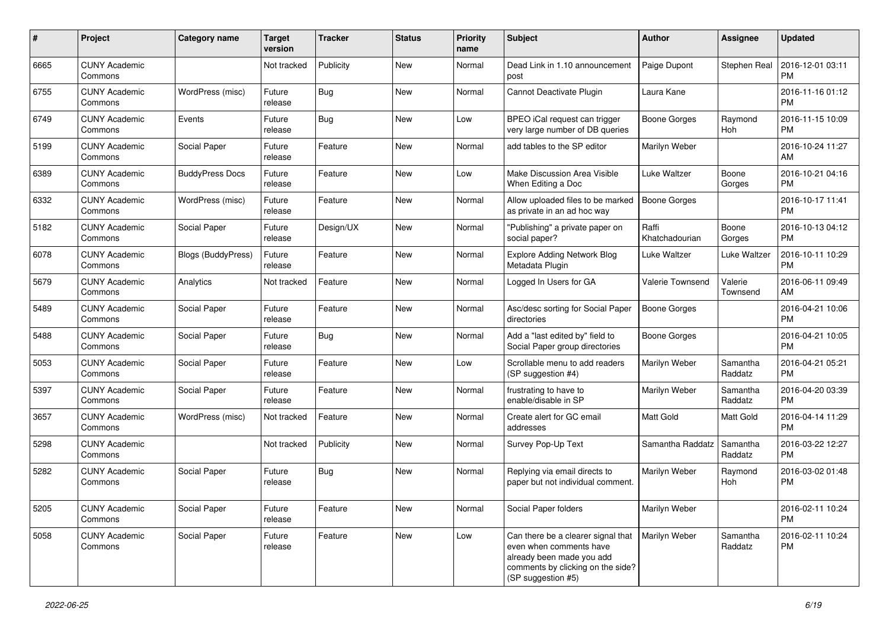| # | Project | Category name | Target version | Tracker | Status | Priority name | Subject | Author | Assignee | Updated |
|---|---|---|---|---|---|---|---|---|---|---|
| 6665 | CUNY Academic Commons | | Not tracked | Publicity | New | Normal | Dead Link in 1.10 announcement post | Paige Dupont | Stephen Real | 2016-12-01 03:11 PM |
| 6755 | CUNY Academic Commons | WordPress (misc) | Future release | Bug | New | Normal | Cannot Deactivate Plugin | Laura Kane | | 2016-11-16 01:12 PM |
| 6749 | CUNY Academic Commons | Events | Future release | Bug | New | Low | BPEO iCal request can trigger very large number of DB queries | Boone Gorges | Raymond Hoh | 2016-11-15 10:09 PM |
| 5199 | CUNY Academic Commons | Social Paper | Future release | Feature | New | Normal | add tables to the SP editor | Marilyn Weber | | 2016-10-24 11:27 AM |
| 6389 | CUNY Academic Commons | BuddyPress Docs | Future release | Feature | New | Low | Make Discussion Area Visible When Editing a Doc | Luke Waltzer | Boone Gorges | 2016-10-21 04:16 PM |
| 6332 | CUNY Academic Commons | WordPress (misc) | Future release | Feature | New | Normal | Allow uploaded files to be marked as private in an ad hoc way | Boone Gorges | | 2016-10-17 11:41 PM |
| 5182 | CUNY Academic Commons | Social Paper | Future release | Design/UX | New | Normal | "Publishing" a private paper on social paper? | Raffi Khatchadourian | Boone Gorges | 2016-10-13 04:12 PM |
| 6078 | CUNY Academic Commons | Blogs (BuddyPress) | Future release | Feature | New | Normal | Explore Adding Network Blog Metadata Plugin | Luke Waltzer | Luke Waltzer | 2016-10-11 10:29 PM |
| 5679 | CUNY Academic Commons | Analytics | Not tracked | Feature | New | Normal | Logged In Users for GA | Valerie Townsend | Valerie Townsend | 2016-06-11 09:49 AM |
| 5489 | CUNY Academic Commons | Social Paper | Future release | Feature | New | Normal | Asc/desc sorting for Social Paper directories | Boone Gorges | | 2016-04-21 10:06 PM |
| 5488 | CUNY Academic Commons | Social Paper | Future release | Bug | New | Normal | Add a "last edited by" field to Social Paper group directories | Boone Gorges | | 2016-04-21 10:05 PM |
| 5053 | CUNY Academic Commons | Social Paper | Future release | Feature | New | Low | Scrollable menu to add readers (SP suggestion #4) | Marilyn Weber | Samantha Raddatz | 2016-04-21 05:21 PM |
| 5397 | CUNY Academic Commons | Social Paper | Future release | Feature | New | Normal | frustrating to have to enable/disable in SP | Marilyn Weber | Samantha Raddatz | 2016-04-20 03:39 PM |
| 3657 | CUNY Academic Commons | WordPress (misc) | Not tracked | Feature | New | Normal | Create alert for GC email addresses | Matt Gold | Matt Gold | 2016-04-14 11:29 PM |
| 5298 | CUNY Academic Commons | | Not tracked | Publicity | New | Normal | Survey Pop-Up Text | Samantha Raddatz | Samantha Raddatz | 2016-03-22 12:27 PM |
| 5282 | CUNY Academic Commons | Social Paper | Future release | Bug | New | Normal | Replying via email directs to paper but not individual comment. | Marilyn Weber | Raymond Hoh | 2016-03-02 01:48 PM |
| 5205 | CUNY Academic Commons | Social Paper | Future release | Feature | New | Normal | Social Paper folders | Marilyn Weber | | 2016-02-11 10:24 PM |
| 5058 | CUNY Academic Commons | Social Paper | Future release | Feature | New | Low | Can there be a clearer signal that even when comments have already been made you add comments by clicking on the side? (SP suggestion #5) | Marilyn Weber | Samantha Raddatz | 2016-02-11 10:24 PM |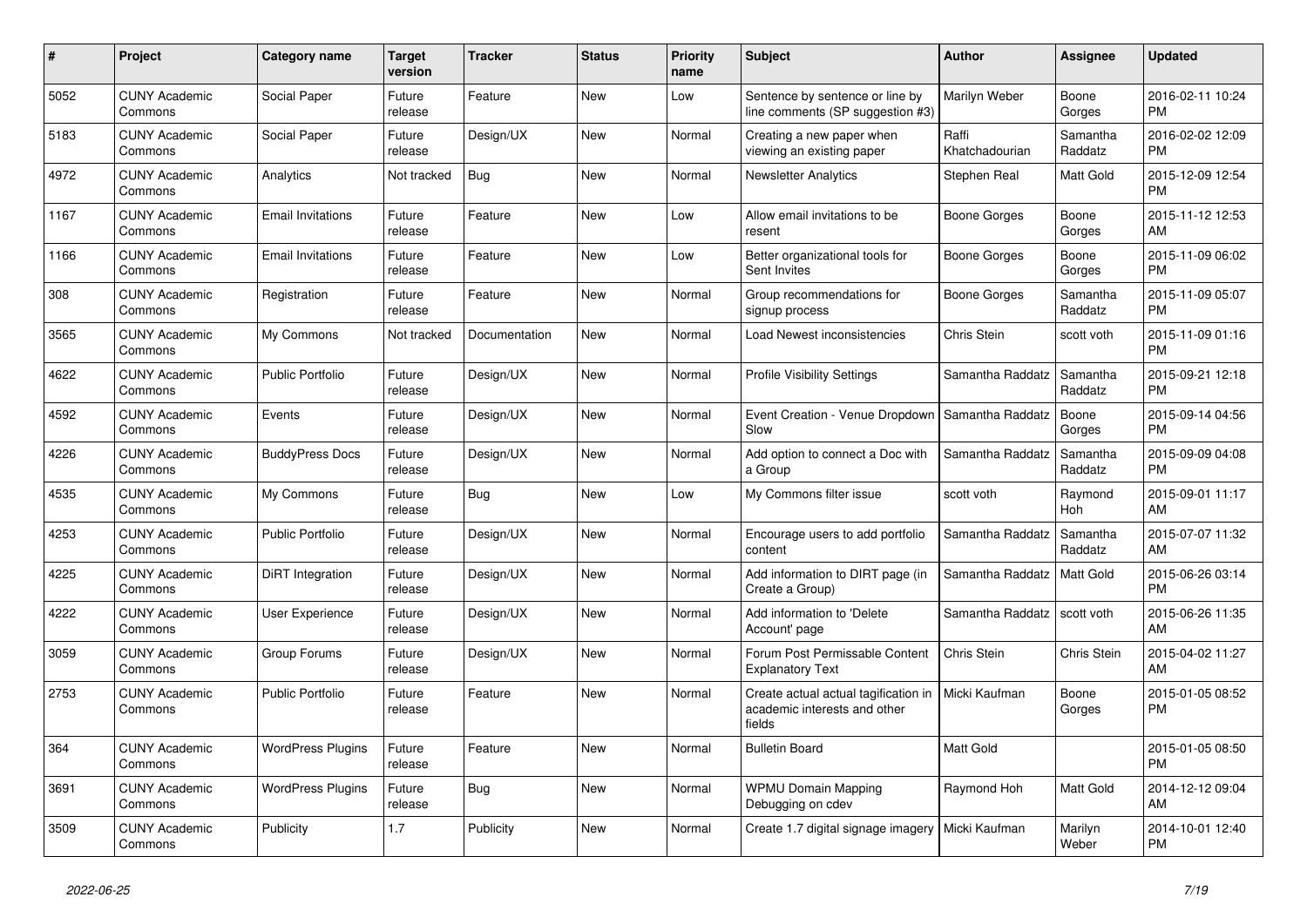| # | Project | Category name | Target version | Tracker | Status | Priority name | Subject | Author | Assignee | Updated |
|---|---|---|---|---|---|---|---|---|---|---|
| 5052 | CUNY Academic Commons | Social Paper | Future release | Feature | New | Low | Sentence by sentence or line by line comments (SP suggestion #3) | Marilyn Weber | Boone Gorges | 2016-02-11 10:24 PM |
| 5183 | CUNY Academic Commons | Social Paper | Future release | Design/UX | New | Normal | Creating a new paper when viewing an existing paper | Raffi Khatchadourian | Samantha Raddatz | 2016-02-02 12:09 PM |
| 4972 | CUNY Academic Commons | Analytics | Not tracked | Bug | New | Normal | Newsletter Analytics | Stephen Real | Matt Gold | 2015-12-09 12:54 PM |
| 1167 | CUNY Academic Commons | Email Invitations | Future release | Feature | New | Low | Allow email invitations to be resent | Boone Gorges | Boone Gorges | 2015-11-12 12:53 AM |
| 1166 | CUNY Academic Commons | Email Invitations | Future release | Feature | New | Low | Better organizational tools for Sent Invites | Boone Gorges | Boone Gorges | 2015-11-09 06:02 PM |
| 308 | CUNY Academic Commons | Registration | Future release | Feature | New | Normal | Group recommendations for signup process | Boone Gorges | Samantha Raddatz | 2015-11-09 05:07 PM |
| 3565 | CUNY Academic Commons | My Commons | Not tracked | Documentation | New | Normal | Load Newest inconsistencies | Chris Stein | scott voth | 2015-11-09 01:16 PM |
| 4622 | CUNY Academic Commons | Public Portfolio | Future release | Design/UX | New | Normal | Profile Visibility Settings | Samantha Raddatz | Samantha Raddatz | 2015-09-21 12:18 PM |
| 4592 | CUNY Academic Commons | Events | Future release | Design/UX | New | Normal | Event Creation - Venue Dropdown Slow | Samantha Raddatz | Boone Gorges | 2015-09-14 04:56 PM |
| 4226 | CUNY Academic Commons | BuddyPress Docs | Future release | Design/UX | New | Normal | Add option to connect a Doc with a Group | Samantha Raddatz | Samantha Raddatz | 2015-09-09 04:08 PM |
| 4535 | CUNY Academic Commons | My Commons | Future release | Bug | New | Low | My Commons filter issue | scott voth | Raymond Hoh | 2015-09-01 11:17 AM |
| 4253 | CUNY Academic Commons | Public Portfolio | Future release | Design/UX | New | Normal | Encourage users to add portfolio content | Samantha Raddatz | Samantha Raddatz | 2015-07-07 11:32 AM |
| 4225 | CUNY Academic Commons | DiRT Integration | Future release | Design/UX | New | Normal | Add information to DIRT page (in Create a Group) | Samantha Raddatz | Matt Gold | 2015-06-26 03:14 PM |
| 4222 | CUNY Academic Commons | User Experience | Future release | Design/UX | New | Normal | Add information to 'Delete Account' page | Samantha Raddatz | scott voth | 2015-06-26 11:35 AM |
| 3059 | CUNY Academic Commons | Group Forums | Future release | Design/UX | New | Normal | Forum Post Permissable Content Explanatory Text | Chris Stein | Chris Stein | 2015-04-02 11:27 AM |
| 2753 | CUNY Academic Commons | Public Portfolio | Future release | Feature | New | Normal | Create actual actual tagification in academic interests and other fields | Micki Kaufman | Boone Gorges | 2015-01-05 08:52 PM |
| 364 | CUNY Academic Commons | WordPress Plugins | Future release | Feature | New | Normal | Bulletin Board | Matt Gold | | 2015-01-05 08:50 PM |
| 3691 | CUNY Academic Commons | WordPress Plugins | Future release | Bug | New | Normal | WPMU Domain Mapping Debugging on cdev | Raymond Hoh | Matt Gold | 2014-12-12 09:04 AM |
| 3509 | CUNY Academic Commons | Publicity | 1.7 | Publicity | New | Normal | Create 1.7 digital signage imagery | Micki Kaufman | Marilyn Weber | 2014-10-01 12:40 PM |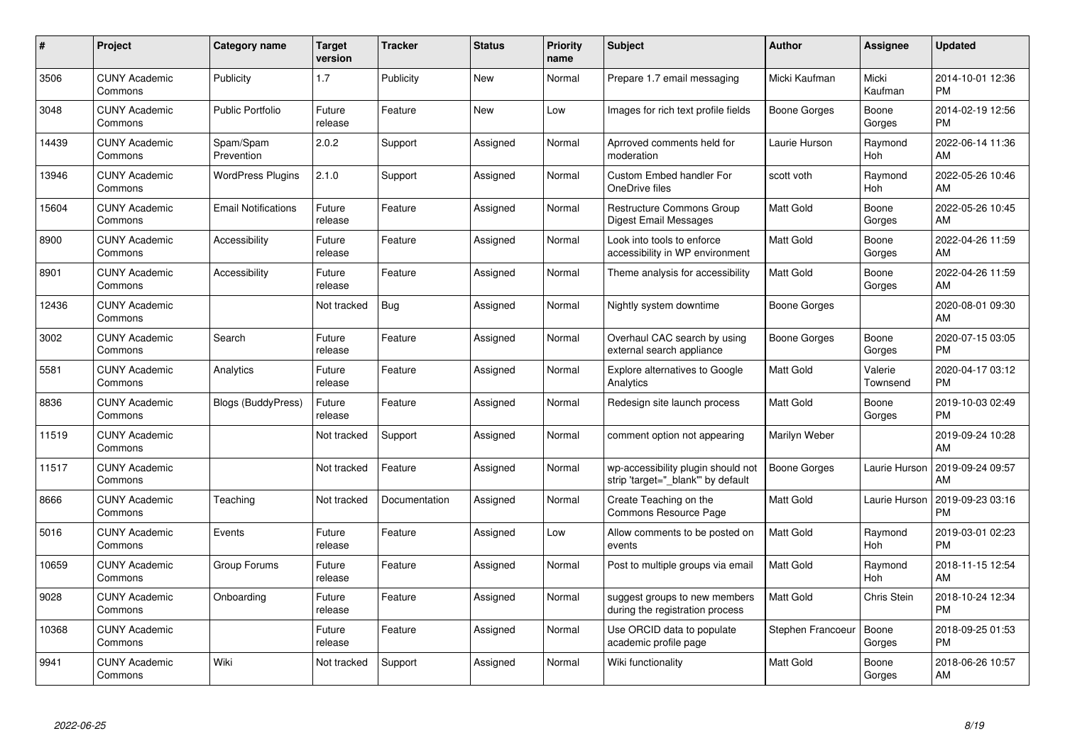| # | Project | Category name | Target version | Tracker | Status | Priority name | Subject | Author | Assignee | Updated |
|---|---|---|---|---|---|---|---|---|---|---|
| 3506 | CUNY Academic Commons | Publicity | 1.7 | Publicity | New | Normal | Prepare 1.7 email messaging | Micki Kaufman | Micki Kaufman | 2014-10-01 12:36 PM |
| 3048 | CUNY Academic Commons | Public Portfolio | Future release | Feature | New | Low | Images for rich text profile fields | Boone Gorges | Boone Gorges | 2014-02-19 12:56 PM |
| 14439 | CUNY Academic Commons | Spam/Spam Prevention | 2.0.2 | Support | Assigned | Normal | Aprroved comments held for moderation | Laurie Hurson | Raymond Hoh | 2022-06-14 11:36 AM |
| 13946 | CUNY Academic Commons | WordPress Plugins | 2.1.0 | Support | Assigned | Normal | Custom Embed handler For OneDrive files | scott voth | Raymond Hoh | 2022-05-26 10:46 AM |
| 15604 | CUNY Academic Commons | Email Notifications | Future release | Feature | Assigned | Normal | Restructure Commons Group Digest Email Messages | Matt Gold | Boone Gorges | 2022-05-26 10:45 AM |
| 8900 | CUNY Academic Commons | Accessibility | Future release | Feature | Assigned | Normal | Look into tools to enforce accessibility in WP environment | Matt Gold | Boone Gorges | 2022-04-26 11:59 AM |
| 8901 | CUNY Academic Commons | Accessibility | Future release | Feature | Assigned | Normal | Theme analysis for accessibility | Matt Gold | Boone Gorges | 2022-04-26 11:59 AM |
| 12436 | CUNY Academic Commons | | Not tracked | Bug | Assigned | Normal | Nightly system downtime | Boone Gorges | | 2020-08-01 09:30 AM |
| 3002 | CUNY Academic Commons | Search | Future release | Feature | Assigned | Normal | Overhaul CAC search by using external search appliance | Boone Gorges | Boone Gorges | 2020-07-15 03:05 PM |
| 5581 | CUNY Academic Commons | Analytics | Future release | Feature | Assigned | Normal | Explore alternatives to Google Analytics | Matt Gold | Valerie Townsend | 2020-04-17 03:12 PM |
| 8836 | CUNY Academic Commons | Blogs (BuddyPress) | Future release | Feature | Assigned | Normal | Redesign site launch process | Matt Gold | Boone Gorges | 2019-10-03 02:49 PM |
| 11519 | CUNY Academic Commons | | Not tracked | Support | Assigned | Normal | comment option not appearing | Marilyn Weber | | 2019-09-24 10:28 AM |
| 11517 | CUNY Academic Commons | | Not tracked | Feature | Assigned | Normal | wp-accessibility plugin should not strip 'target="_blank"' by default | Boone Gorges | Laurie Hurson | 2019-09-24 09:57 AM |
| 8666 | CUNY Academic Commons | Teaching | Not tracked | Documentation | Assigned | Normal | Create Teaching on the Commons Resource Page | Matt Gold | Laurie Hurson | 2019-09-23 03:16 PM |
| 5016 | CUNY Academic Commons | Events | Future release | Feature | Assigned | Low | Allow comments to be posted on events | Matt Gold | Raymond Hoh | 2019-03-01 02:23 PM |
| 10659 | CUNY Academic Commons | Group Forums | Future release | Feature | Assigned | Normal | Post to multiple groups via email | Matt Gold | Raymond Hoh | 2018-11-15 12:54 AM |
| 9028 | CUNY Academic Commons | Onboarding | Future release | Feature | Assigned | Normal | suggest groups to new members during the registration process | Matt Gold | Chris Stein | 2018-10-24 12:34 PM |
| 10368 | CUNY Academic Commons | | Future release | Feature | Assigned | Normal | Use ORCID data to populate academic profile page | Stephen Francoeur | Boone Gorges | 2018-09-25 01:53 PM |
| 9941 | CUNY Academic Commons | Wiki | Not tracked | Support | Assigned | Normal | Wiki functionality | Matt Gold | Boone Gorges | 2018-06-26 10:57 AM |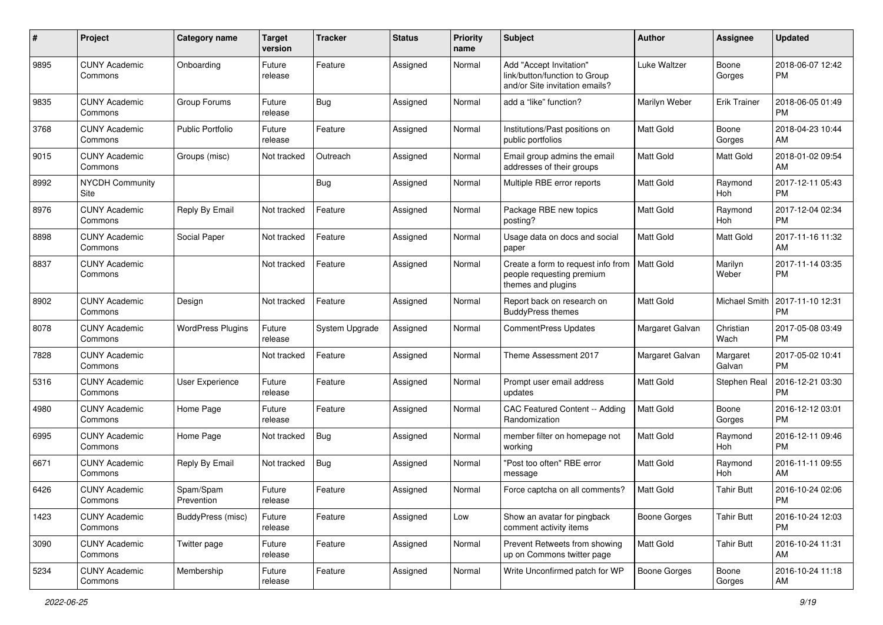| # | Project | Category name | Target version | Tracker | Status | Priority name | Subject | Author | Assignee | Updated |
|---|---|---|---|---|---|---|---|---|---|---|
| 9895 | CUNY Academic Commons | Onboarding | Future release | Feature | Assigned | Normal | Add "Accept Invitation" link/button/function to Group and/or Site invitation emails? | Luke Waltzer | Boone Gorges | 2018-06-07 12:42 PM |
| 9835 | CUNY Academic Commons | Group Forums | Future release | Bug | Assigned | Normal | add a "like" function? | Marilyn Weber | Erik Trainer | 2018-06-05 01:49 PM |
| 3768 | CUNY Academic Commons | Public Portfolio | Future release | Feature | Assigned | Normal | Institutions/Past positions on public portfolios | Matt Gold | Boone Gorges | 2018-04-23 10:44 AM |
| 9015 | CUNY Academic Commons | Groups (misc) | Not tracked | Outreach | Assigned | Normal | Email group admins the email addresses of their groups | Matt Gold | Matt Gold | 2018-01-02 09:54 AM |
| 8992 | NYCDH Community Site | | | Bug | Assigned | Normal | Multiple RBE error reports | Matt Gold | Raymond Hoh | 2017-12-11 05:43 PM |
| 8976 | CUNY Academic Commons | Reply By Email | Not tracked | Feature | Assigned | Normal | Package RBE new topics posting? | Matt Gold | Raymond Hoh | 2017-12-04 02:34 PM |
| 8898 | CUNY Academic Commons | Social Paper | Not tracked | Feature | Assigned | Normal | Usage data on docs and social paper | Matt Gold | Matt Gold | 2017-11-16 11:32 AM |
| 8837 | CUNY Academic Commons | | Not tracked | Feature | Assigned | Normal | Create a form to request info from people requesting premium themes and plugins | Matt Gold | Marilyn Weber | 2017-11-14 03:35 PM |
| 8902 | CUNY Academic Commons | Design | Not tracked | Feature | Assigned | Normal | Report back on research on BuddyPress themes | Matt Gold | Michael Smith | 2017-11-10 12:31 PM |
| 8078 | CUNY Academic Commons | WordPress Plugins | Future release | System Upgrade | Assigned | Normal | CommentPress Updates | Margaret Galvan | Christian Wach | 2017-05-08 03:49 PM |
| 7828 | CUNY Academic Commons | | Not tracked | Feature | Assigned | Normal | Theme Assessment 2017 | Margaret Galvan | Margaret Galvan | 2017-05-02 10:41 PM |
| 5316 | CUNY Academic Commons | User Experience | Future release | Feature | Assigned | Normal | Prompt user email address updates | Matt Gold | Stephen Real | 2016-12-21 03:30 PM |
| 4980 | CUNY Academic Commons | Home Page | Future release | Feature | Assigned | Normal | CAC Featured Content -- Adding Randomization | Matt Gold | Boone Gorges | 2016-12-12 03:01 PM |
| 6995 | CUNY Academic Commons | Home Page | Not tracked | Bug | Assigned | Normal | member filter on homepage not working | Matt Gold | Raymond Hoh | 2016-12-11 09:46 PM |
| 6671 | CUNY Academic Commons | Reply By Email | Not tracked | Bug | Assigned | Normal | "Post too often" RBE error message | Matt Gold | Raymond Hoh | 2016-11-11 09:55 AM |
| 6426 | CUNY Academic Commons | Spam/Spam Prevention | Future release | Feature | Assigned | Normal | Force captcha on all comments? | Matt Gold | Tahir Butt | 2016-10-24 02:06 PM |
| 1423 | CUNY Academic Commons | BuddyPress (misc) | Future release | Feature | Assigned | Low | Show an avatar for pingback comment activity items | Boone Gorges | Tahir Butt | 2016-10-24 12:03 PM |
| 3090 | CUNY Academic Commons | Twitter page | Future release | Feature | Assigned | Normal | Prevent Retweets from showing up on Commons twitter page | Matt Gold | Tahir Butt | 2016-10-24 11:31 AM |
| 5234 | CUNY Academic Commons | Membership | Future release | Feature | Assigned | Normal | Write Unconfirmed patch for WP | Boone Gorges | Boone Gorges | 2016-10-24 11:18 AM |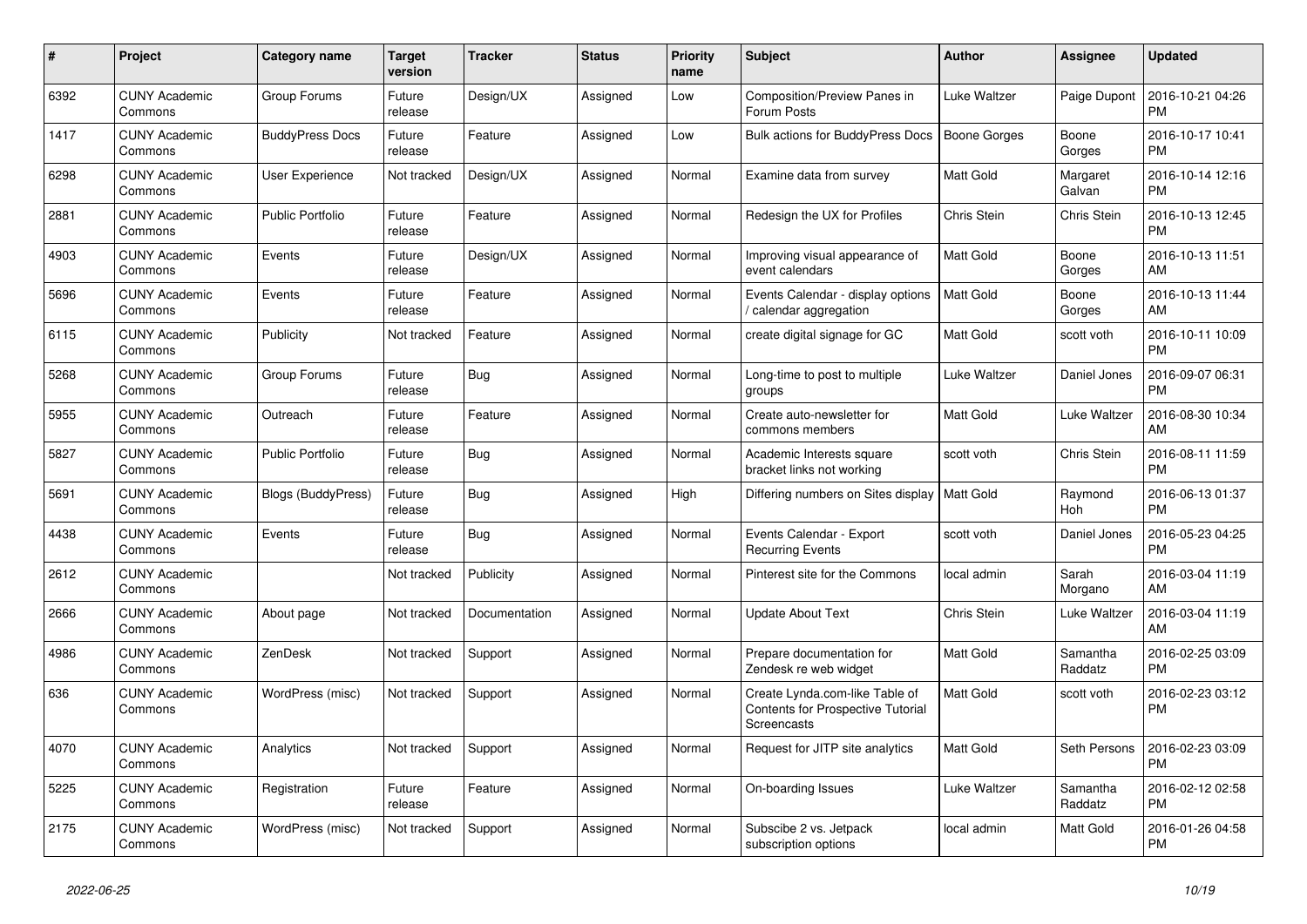| # | Project | Category name | Target version | Tracker | Status | Priority name | Subject | Author | Assignee | Updated |
|---|---|---|---|---|---|---|---|---|---|---|
| 6392 | CUNY Academic Commons | Group Forums | Future release | Design/UX | Assigned | Low | Composition/Preview Panes in Forum Posts | Luke Waltzer | Paige Dupont | 2016-10-21 04:26 PM |
| 1417 | CUNY Academic Commons | BuddyPress Docs | Future release | Feature | Assigned | Low | Bulk actions for BuddyPress Docs | Boone Gorges | Boone Gorges | 2016-10-17 10:41 PM |
| 6298 | CUNY Academic Commons | User Experience | Not tracked | Design/UX | Assigned | Normal | Examine data from survey | Matt Gold | Margaret Galvan | 2016-10-14 12:16 PM |
| 2881 | CUNY Academic Commons | Public Portfolio | Future release | Feature | Assigned | Normal | Redesign the UX for Profiles | Chris Stein | Chris Stein | 2016-10-13 12:45 PM |
| 4903 | CUNY Academic Commons | Events | Future release | Design/UX | Assigned | Normal | Improving visual appearance of event calendars | Matt Gold | Boone Gorges | 2016-10-13 11:51 AM |
| 5696 | CUNY Academic Commons | Events | Future release | Feature | Assigned | Normal | Events Calendar - display options / calendar aggregation | Matt Gold | Boone Gorges | 2016-10-13 11:44 AM |
| 6115 | CUNY Academic Commons | Publicity | Not tracked | Feature | Assigned | Normal | create digital signage for GC | Matt Gold | scott voth | 2016-10-11 10:09 PM |
| 5268 | CUNY Academic Commons | Group Forums | Future release | Bug | Assigned | Normal | Long-time to post to multiple groups | Luke Waltzer | Daniel Jones | 2016-09-07 06:31 PM |
| 5955 | CUNY Academic Commons | Outreach | Future release | Feature | Assigned | Normal | Create auto-newsletter for commons members | Matt Gold | Luke Waltzer | 2016-08-30 10:34 AM |
| 5827 | CUNY Academic Commons | Public Portfolio | Future release | Bug | Assigned | Normal | Academic Interests square bracket links not working | scott voth | Chris Stein | 2016-08-11 11:59 PM |
| 5691 | CUNY Academic Commons | Blogs (BuddyPress) | Future release | Bug | Assigned | High | Differing numbers on Sites display | Matt Gold | Raymond Hoh | 2016-06-13 01:37 PM |
| 4438 | CUNY Academic Commons | Events | Future release | Bug | Assigned | Normal | Events Calendar - Export Recurring Events | scott voth | Daniel Jones | 2016-05-23 04:25 PM |
| 2612 | CUNY Academic Commons | | Not tracked | Publicity | Assigned | Normal | Pinterest site for the Commons | local admin | Sarah Morgano | 2016-03-04 11:19 AM |
| 2666 | CUNY Academic Commons | About page | Not tracked | Documentation | Assigned | Normal | Update About Text | Chris Stein | Luke Waltzer | 2016-03-04 11:19 AM |
| 4986 | CUNY Academic Commons | ZenDesk | Not tracked | Support | Assigned | Normal | Prepare documentation for Zendesk re web widget | Matt Gold | Samantha Raddatz | 2016-02-25 03:09 PM |
| 636 | CUNY Academic Commons | WordPress (misc) | Not tracked | Support | Assigned | Normal | Create Lynda.com-like Table of Contents for Prospective Tutorial Screencasts | Matt Gold | scott voth | 2016-02-23 03:12 PM |
| 4070 | CUNY Academic Commons | Analytics | Not tracked | Support | Assigned | Normal | Request for JITP site analytics | Matt Gold | Seth Persons | 2016-02-23 03:09 PM |
| 5225 | CUNY Academic Commons | Registration | Future release | Feature | Assigned | Normal | On-boarding Issues | Luke Waltzer | Samantha Raddatz | 2016-02-12 02:58 PM |
| 2175 | CUNY Academic Commons | WordPress (misc) | Not tracked | Support | Assigned | Normal | Subscibe 2 vs. Jetpack subscription options | local admin | Matt Gold | 2016-01-26 04:58 PM |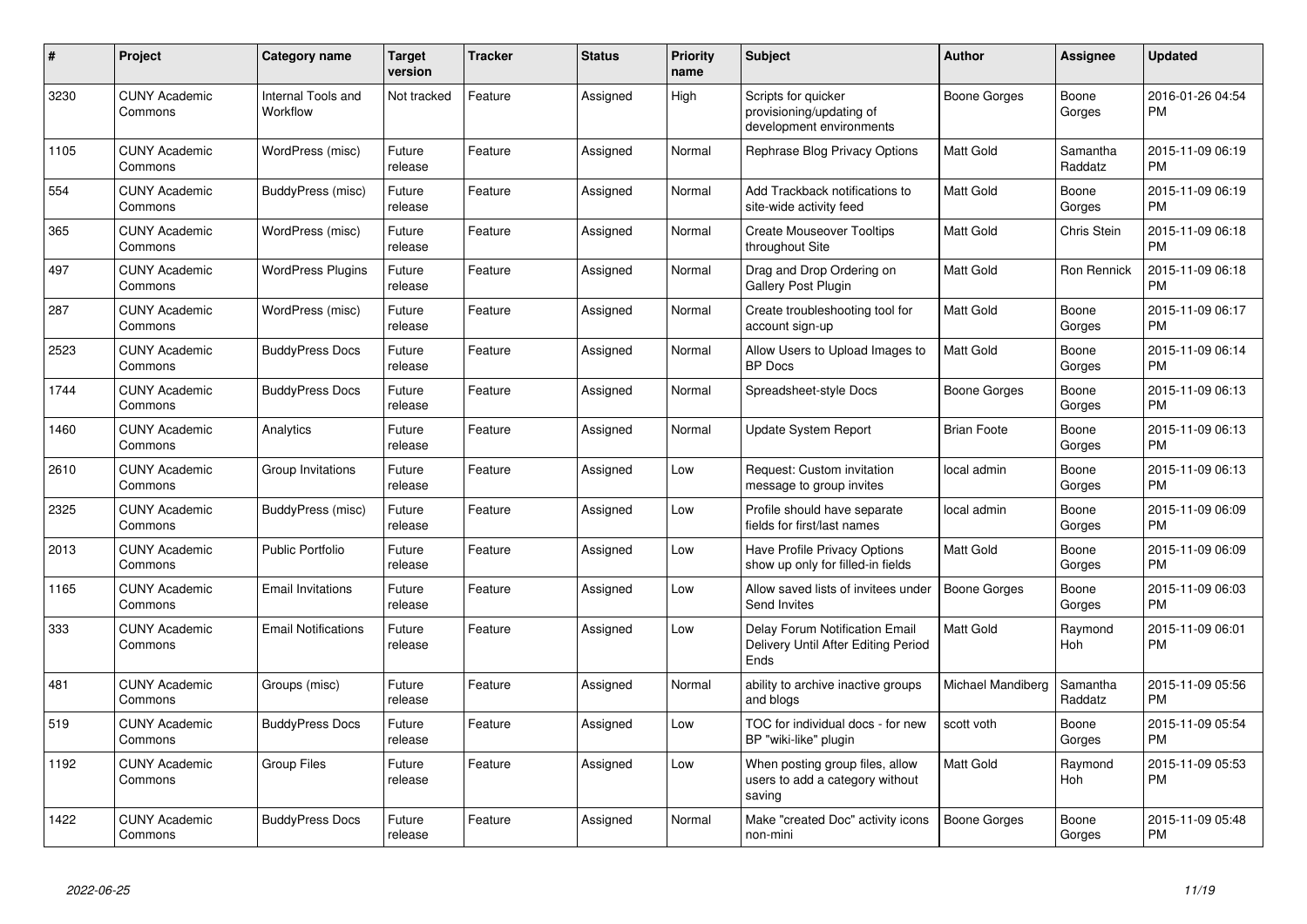| # | Project | Category name | Target version | Tracker | Status | Priority name | Subject | Author | Assignee | Updated |
|---|---|---|---|---|---|---|---|---|---|---|
| 3230 | CUNY Academic Commons | Internal Tools and Workflow | Not tracked | Feature | Assigned | High | Scripts for quicker provisioning/updating of development environments | Boone Gorges | Boone Gorges | 2016-01-26 04:54 PM |
| 1105 | CUNY Academic Commons | WordPress (misc) | Future release | Feature | Assigned | Normal | Rephrase Blog Privacy Options | Matt Gold | Samantha Raddatz | 2015-11-09 06:19 PM |
| 554 | CUNY Academic Commons | BuddyPress (misc) | Future release | Feature | Assigned | Normal | Add Trackback notifications to site-wide activity feed | Matt Gold | Boone Gorges | 2015-11-09 06:19 PM |
| 365 | CUNY Academic Commons | WordPress (misc) | Future release | Feature | Assigned | Normal | Create Mouseover Tooltips throughout Site | Matt Gold | Chris Stein | 2015-11-09 06:18 PM |
| 497 | CUNY Academic Commons | WordPress Plugins | Future release | Feature | Assigned | Normal | Drag and Drop Ordering on Gallery Post Plugin | Matt Gold | Ron Rennick | 2015-11-09 06:18 PM |
| 287 | CUNY Academic Commons | WordPress (misc) | Future release | Feature | Assigned | Normal | Create troubleshooting tool for account sign-up | Matt Gold | Boone Gorges | 2015-11-09 06:17 PM |
| 2523 | CUNY Academic Commons | BuddyPress Docs | Future release | Feature | Assigned | Normal | Allow Users to Upload Images to BP Docs | Matt Gold | Boone Gorges | 2015-11-09 06:14 PM |
| 1744 | CUNY Academic Commons | BuddyPress Docs | Future release | Feature | Assigned | Normal | Spreadsheet-style Docs | Boone Gorges | Boone Gorges | 2015-11-09 06:13 PM |
| 1460 | CUNY Academic Commons | Analytics | Future release | Feature | Assigned | Normal | Update System Report | Brian Foote | Boone Gorges | 2015-11-09 06:13 PM |
| 2610 | CUNY Academic Commons | Group Invitations | Future release | Feature | Assigned | Low | Request: Custom invitation message to group invites | local admin | Boone Gorges | 2015-11-09 06:13 PM |
| 2325 | CUNY Academic Commons | BuddyPress (misc) | Future release | Feature | Assigned | Low | Profile should have separate fields for first/last names | local admin | Boone Gorges | 2015-11-09 06:09 PM |
| 2013 | CUNY Academic Commons | Public Portfolio | Future release | Feature | Assigned | Low | Have Profile Privacy Options show up only for filled-in fields | Matt Gold | Boone Gorges | 2015-11-09 06:09 PM |
| 1165 | CUNY Academic Commons | Email Invitations | Future release | Feature | Assigned | Low | Allow saved lists of invitees under Send Invites | Boone Gorges | Boone Gorges | 2015-11-09 06:03 PM |
| 333 | CUNY Academic Commons | Email Notifications | Future release | Feature | Assigned | Low | Delay Forum Notification Email Delivery Until After Editing Period Ends | Matt Gold | Raymond Hoh | 2015-11-09 06:01 PM |
| 481 | CUNY Academic Commons | Groups (misc) | Future release | Feature | Assigned | Normal | ability to archive inactive groups and blogs | Michael Mandiberg | Samantha Raddatz | 2015-11-09 05:56 PM |
| 519 | CUNY Academic Commons | BuddyPress Docs | Future release | Feature | Assigned | Low | TOC for individual docs - for new BP "wiki-like" plugin | scott voth | Boone Gorges | 2015-11-09 05:54 PM |
| 1192 | CUNY Academic Commons | Group Files | Future release | Feature | Assigned | Low | When posting group files, allow users to add a category without saving | Matt Gold | Raymond Hoh | 2015-11-09 05:53 PM |
| 1422 | CUNY Academic Commons | BuddyPress Docs | Future release | Feature | Assigned | Normal | Make "created Doc" activity icons non-mini | Boone Gorges | Boone Gorges | 2015-11-09 05:48 PM |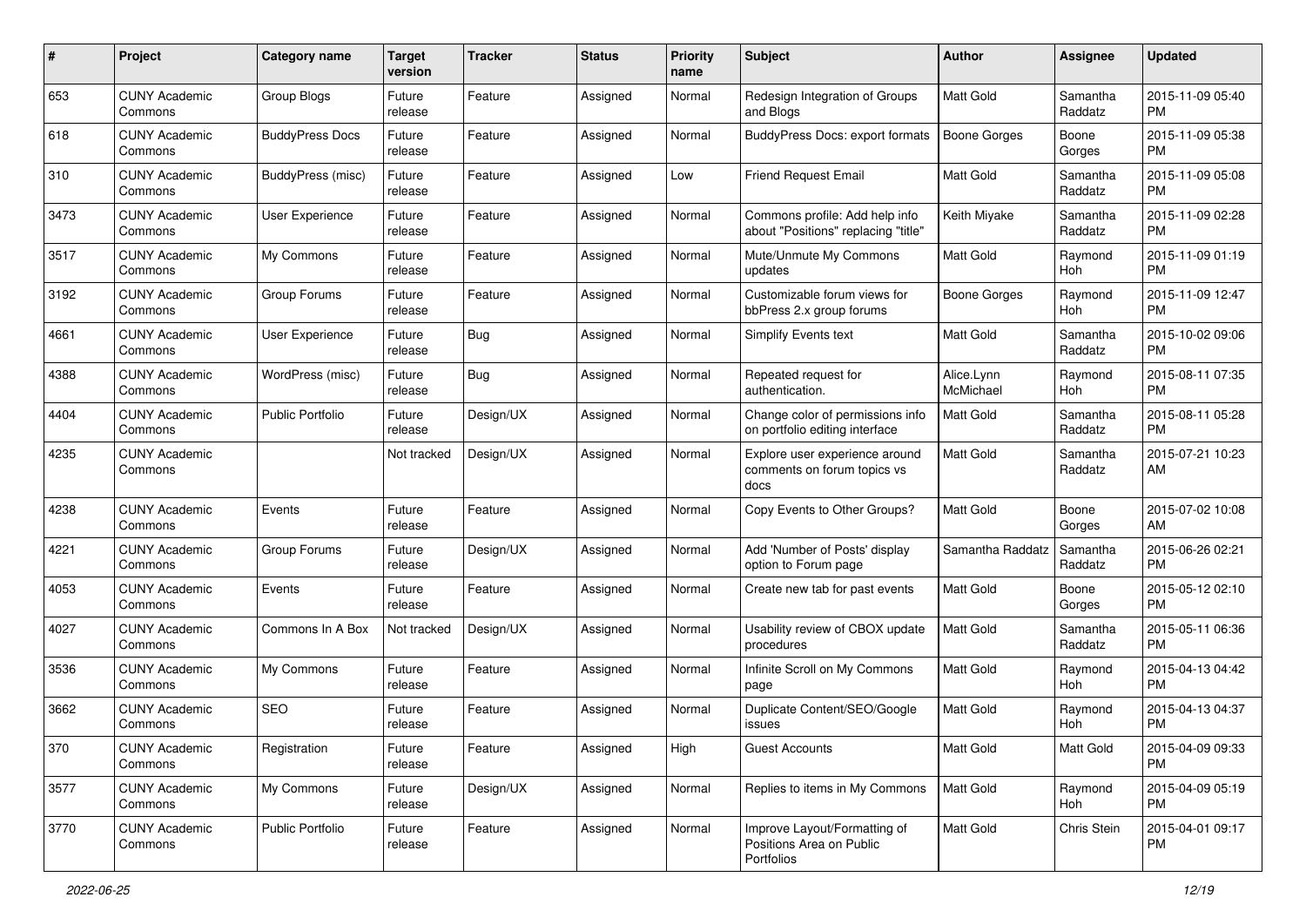| # | Project | Category name | Target version | Tracker | Status | Priority name | Subject | Author | Assignee | Updated |
|---|---|---|---|---|---|---|---|---|---|---|
| 653 | CUNY Academic Commons | Group Blogs | Future release | Feature | Assigned | Normal | Redesign Integration of Groups and Blogs | Matt Gold | Samantha Raddatz | 2015-11-09 05:40 PM |
| 618 | CUNY Academic Commons | BuddyPress Docs | Future release | Feature | Assigned | Normal | BuddyPress Docs: export formats | Boone Gorges | Boone Gorges | 2015-11-09 05:38 PM |
| 310 | CUNY Academic Commons | BuddyPress (misc) | Future release | Feature | Assigned | Low | Friend Request Email | Matt Gold | Samantha Raddatz | 2015-11-09 05:08 PM |
| 3473 | CUNY Academic Commons | User Experience | Future release | Feature | Assigned | Normal | Commons profile: Add help info about "Positions" replacing "title" | Keith Miyake | Samantha Raddatz | 2015-11-09 02:28 PM |
| 3517 | CUNY Academic Commons | My Commons | Future release | Feature | Assigned | Normal | Mute/Unmute My Commons updates | Matt Gold | Raymond Hoh | 2015-11-09 01:19 PM |
| 3192 | CUNY Academic Commons | Group Forums | Future release | Feature | Assigned | Normal | Customizable forum views for bbPress 2.x group forums | Boone Gorges | Raymond Hoh | 2015-11-09 12:47 PM |
| 4661 | CUNY Academic Commons | User Experience | Future release | Bug | Assigned | Normal | Simplify Events text | Matt Gold | Samantha Raddatz | 2015-10-02 09:06 PM |
| 4388 | CUNY Academic Commons | WordPress (misc) | Future release | Bug | Assigned | Normal | Repeated request for authentication. | Alice.Lynn McMichael | Raymond Hoh | 2015-08-11 07:35 PM |
| 4404 | CUNY Academic Commons | Public Portfolio | Future release | Design/UX | Assigned | Normal | Change color of permissions info on portfolio editing interface | Matt Gold | Samantha Raddatz | 2015-08-11 05:28 PM |
| 4235 | CUNY Academic Commons | | Not tracked | Design/UX | Assigned | Normal | Explore user experience around comments on forum topics vs docs | Matt Gold | Samantha Raddatz | 2015-07-21 10:23 AM |
| 4238 | CUNY Academic Commons | Events | Future release | Feature | Assigned | Normal | Copy Events to Other Groups? | Matt Gold | Boone Gorges | 2015-07-02 10:08 AM |
| 4221 | CUNY Academic Commons | Group Forums | Future release | Design/UX | Assigned | Normal | Add 'Number of Posts' display option to Forum page | Samantha Raddatz | Samantha Raddatz | 2015-06-26 02:21 PM |
| 4053 | CUNY Academic Commons | Events | Future release | Feature | Assigned | Normal | Create new tab for past events | Matt Gold | Boone Gorges | 2015-05-12 02:10 PM |
| 4027 | CUNY Academic Commons | Commons In A Box | Not tracked | Design/UX | Assigned | Normal | Usability review of CBOX update procedures | Matt Gold | Samantha Raddatz | 2015-05-11 06:36 PM |
| 3536 | CUNY Academic Commons | My Commons | Future release | Feature | Assigned | Normal | Infinite Scroll on My Commons page | Matt Gold | Raymond Hoh | 2015-04-13 04:42 PM |
| 3662 | CUNY Academic Commons | SEO | Future release | Feature | Assigned | Normal | Duplicate Content/SEO/Google issues | Matt Gold | Raymond Hoh | 2015-04-13 04:37 PM |
| 370 | CUNY Academic Commons | Registration | Future release | Feature | Assigned | High | Guest Accounts | Matt Gold | Matt Gold | 2015-04-09 09:33 PM |
| 3577 | CUNY Academic Commons | My Commons | Future release | Design/UX | Assigned | Normal | Replies to items in My Commons | Matt Gold | Raymond Hoh | 2015-04-09 05:19 PM |
| 3770 | CUNY Academic Commons | Public Portfolio | Future release | Feature | Assigned | Normal | Improve Layout/Formatting of Positions Area on Public Portfolios | Matt Gold | Chris Stein | 2015-04-01 09:17 PM |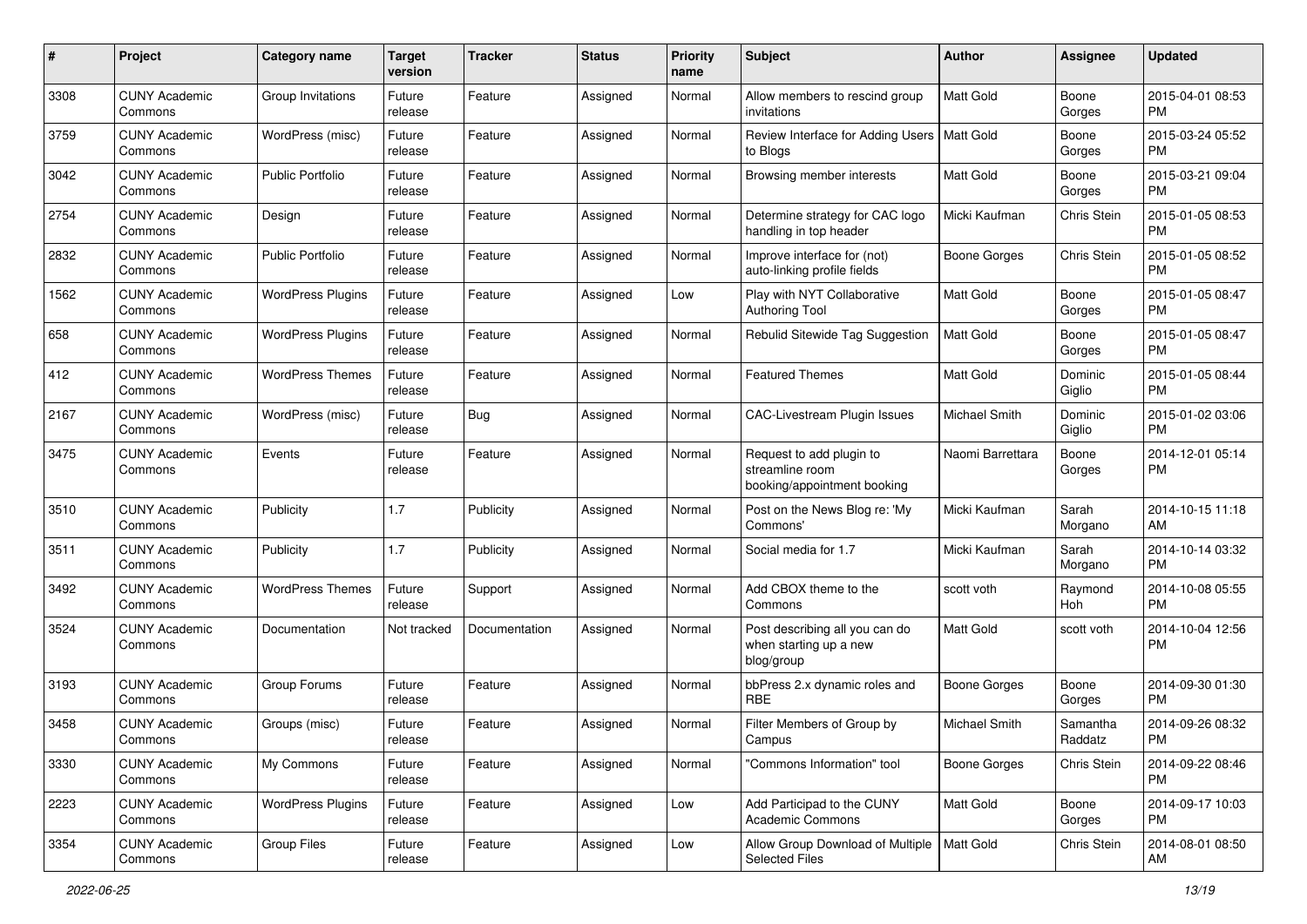| # | Project | Category name | Target version | Tracker | Status | Priority name | Subject | Author | Assignee | Updated |
|---|---|---|---|---|---|---|---|---|---|---|
| 3308 | CUNY Academic Commons | Group Invitations | Future release | Feature | Assigned | Normal | Allow members to rescind group invitations | Matt Gold | Boone Gorges | 2015-04-01 08:53 PM |
| 3759 | CUNY Academic Commons | WordPress (misc) | Future release | Feature | Assigned | Normal | Review Interface for Adding Users to Blogs | Matt Gold | Boone Gorges | 2015-03-24 05:52 PM |
| 3042 | CUNY Academic Commons | Public Portfolio | Future release | Feature | Assigned | Normal | Browsing member interests | Matt Gold | Boone Gorges | 2015-03-21 09:04 PM |
| 2754 | CUNY Academic Commons | Design | Future release | Feature | Assigned | Normal | Determine strategy for CAC logo handling in top header | Micki Kaufman | Chris Stein | 2015-01-05 08:53 PM |
| 2832 | CUNY Academic Commons | Public Portfolio | Future release | Feature | Assigned | Normal | Improve interface for (not) auto-linking profile fields | Boone Gorges | Chris Stein | 2015-01-05 08:52 PM |
| 1562 | CUNY Academic Commons | WordPress Plugins | Future release | Feature | Assigned | Low | Play with NYT Collaborative Authoring Tool | Matt Gold | Boone Gorges | 2015-01-05 08:47 PM |
| 658 | CUNY Academic Commons | WordPress Plugins | Future release | Feature | Assigned | Normal | Rebulid Sitewide Tag Suggestion | Matt Gold | Boone Gorges | 2015-01-05 08:47 PM |
| 412 | CUNY Academic Commons | WordPress Themes | Future release | Feature | Assigned | Normal | Featured Themes | Matt Gold | Dominic Giglio | 2015-01-05 08:44 PM |
| 2167 | CUNY Academic Commons | WordPress (misc) | Future release | Bug | Assigned | Normal | CAC-Livestream Plugin Issues | Michael Smith | Dominic Giglio | 2015-01-02 03:06 PM |
| 3475 | CUNY Academic Commons | Events | Future release | Feature | Assigned | Normal | Request to add plugin to streamline room booking/appointment booking | Naomi Barrettara | Boone Gorges | 2014-12-01 05:14 PM |
| 3510 | CUNY Academic Commons | Publicity | 1.7 | Publicity | Assigned | Normal | Post on the News Blog re: 'My Commons' | Micki Kaufman | Sarah Morgano | 2014-10-15 11:18 AM |
| 3511 | CUNY Academic Commons | Publicity | 1.7 | Publicity | Assigned | Normal | Social media for 1.7 | Micki Kaufman | Sarah Morgano | 2014-10-14 03:32 PM |
| 3492 | CUNY Academic Commons | WordPress Themes | Future release | Support | Assigned | Normal | Add CBOX theme to the Commons | scott voth | Raymond Hoh | 2014-10-08 05:55 PM |
| 3524 | CUNY Academic Commons | Documentation | Not tracked | Documentation | Assigned | Normal | Post describing all you can do when starting up a new blog/group | Matt Gold | scott voth | 2014-10-04 12:56 PM |
| 3193 | CUNY Academic Commons | Group Forums | Future release | Feature | Assigned | Normal | bbPress 2.x dynamic roles and RBE | Boone Gorges | Boone Gorges | 2014-09-30 01:30 PM |
| 3458 | CUNY Academic Commons | Groups (misc) | Future release | Feature | Assigned | Normal | Filter Members of Group by Campus | Michael Smith | Samantha Raddatz | 2014-09-26 08:32 PM |
| 3330 | CUNY Academic Commons | My Commons | Future release | Feature | Assigned | Normal | "Commons Information" tool | Boone Gorges | Chris Stein | 2014-09-22 08:46 PM |
| 2223 | CUNY Academic Commons | WordPress Plugins | Future release | Feature | Assigned | Low | Add Participad to the CUNY Academic Commons | Matt Gold | Boone Gorges | 2014-09-17 10:03 PM |
| 3354 | CUNY Academic Commons | Group Files | Future release | Feature | Assigned | Low | Allow Group Download of Multiple Selected Files | Matt Gold | Chris Stein | 2014-08-01 08:50 AM |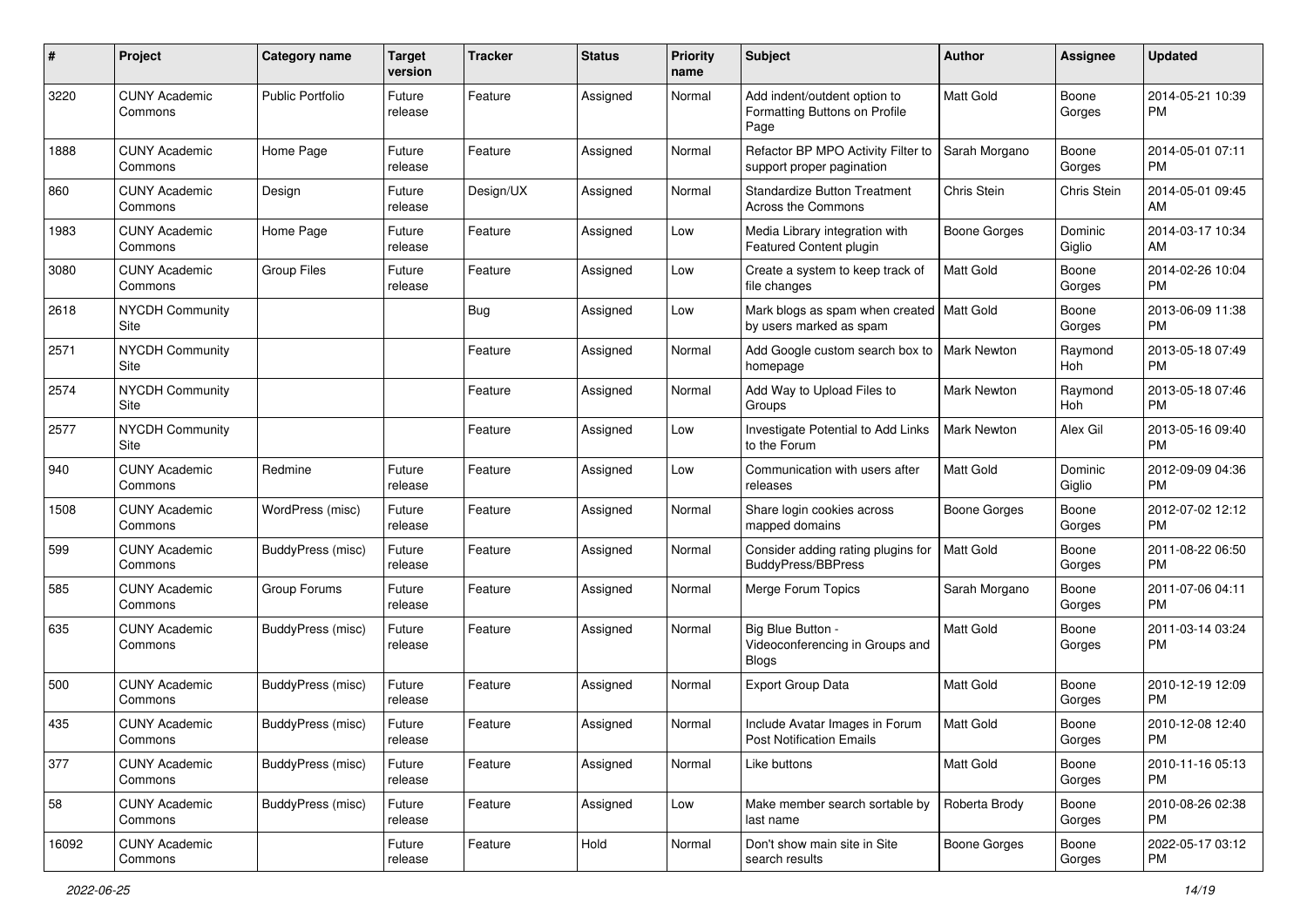| # | Project | Category name | Target version | Tracker | Status | Priority name | Subject | Author | Assignee | Updated |
|---|---|---|---|---|---|---|---|---|---|---|
| 3220 | CUNY Academic Commons | Public Portfolio | Future release | Feature | Assigned | Normal | Add indent/outdent option to Formatting Buttons on Profile Page | Matt Gold | Boone Gorges | 2014-05-21 10:39 PM |
| 1888 | CUNY Academic Commons | Home Page | Future release | Feature | Assigned | Normal | Refactor BP MPO Activity Filter to support proper pagination | Sarah Morgano | Boone Gorges | 2014-05-01 07:11 PM |
| 860 | CUNY Academic Commons | Design | Future release | Design/UX | Assigned | Normal | Standardize Button Treatment Across the Commons | Chris Stein | Chris Stein | 2014-05-01 09:45 AM |
| 1983 | CUNY Academic Commons | Home Page | Future release | Feature | Assigned | Low | Media Library integration with Featured Content plugin | Boone Gorges | Dominic Giglio | 2014-03-17 10:34 AM |
| 3080 | CUNY Academic Commons | Group Files | Future release | Feature | Assigned | Low | Create a system to keep track of file changes | Matt Gold | Boone Gorges | 2014-02-26 10:04 PM |
| 2618 | NYCDH Community Site | | | Bug | Assigned | Low | Mark blogs as spam when created by users marked as spam | Matt Gold | Boone Gorges | 2013-06-09 11:38 PM |
| 2571 | NYCDH Community Site | | | Feature | Assigned | Normal | Add Google custom search box to homepage | Mark Newton | Raymond Hoh | 2013-05-18 07:49 PM |
| 2574 | NYCDH Community Site | | | Feature | Assigned | Normal | Add Way to Upload Files to Groups | Mark Newton | Raymond Hoh | 2013-05-18 07:46 PM |
| 2577 | NYCDH Community Site | | | Feature | Assigned | Low | Investigate Potential to Add Links to the Forum | Mark Newton | Alex Gil | 2013-05-16 09:40 PM |
| 940 | CUNY Academic Commons | Redmine | Future release | Feature | Assigned | Low | Communication with users after releases | Matt Gold | Dominic Giglio | 2012-09-09 04:36 PM |
| 1508 | CUNY Academic Commons | WordPress (misc) | Future release | Feature | Assigned | Normal | Share login cookies across mapped domains | Boone Gorges | Boone Gorges | 2012-07-02 12:12 PM |
| 599 | CUNY Academic Commons | BuddyPress (misc) | Future release | Feature | Assigned | Normal | Consider adding rating plugins for BuddyPress/BBPress | Matt Gold | Boone Gorges | 2011-08-22 06:50 PM |
| 585 | CUNY Academic Commons | Group Forums | Future release | Feature | Assigned | Normal | Merge Forum Topics | Sarah Morgano | Boone Gorges | 2011-07-06 04:11 PM |
| 635 | CUNY Academic Commons | BuddyPress (misc) | Future release | Feature | Assigned | Normal | Big Blue Button - Videoconferencing in Groups and Blogs | Matt Gold | Boone Gorges | 2011-03-14 03:24 PM |
| 500 | CUNY Academic Commons | BuddyPress (misc) | Future release | Feature | Assigned | Normal | Export Group Data | Matt Gold | Boone Gorges | 2010-12-19 12:09 PM |
| 435 | CUNY Academic Commons | BuddyPress (misc) | Future release | Feature | Assigned | Normal | Include Avatar Images in Forum Post Notification Emails | Matt Gold | Boone Gorges | 2010-12-08 12:40 PM |
| 377 | CUNY Academic Commons | BuddyPress (misc) | Future release | Feature | Assigned | Normal | Like buttons | Matt Gold | Boone Gorges | 2010-11-16 05:13 PM |
| 58 | CUNY Academic Commons | BuddyPress (misc) | Future release | Feature | Assigned | Low | Make member search sortable by last name | Roberta Brody | Boone Gorges | 2010-08-26 02:38 PM |
| 16092 | CUNY Academic Commons | | Future release | Feature | Hold | Normal | Don't show main site in Site search results | Boone Gorges | Boone Gorges | 2022-05-17 03:12 PM |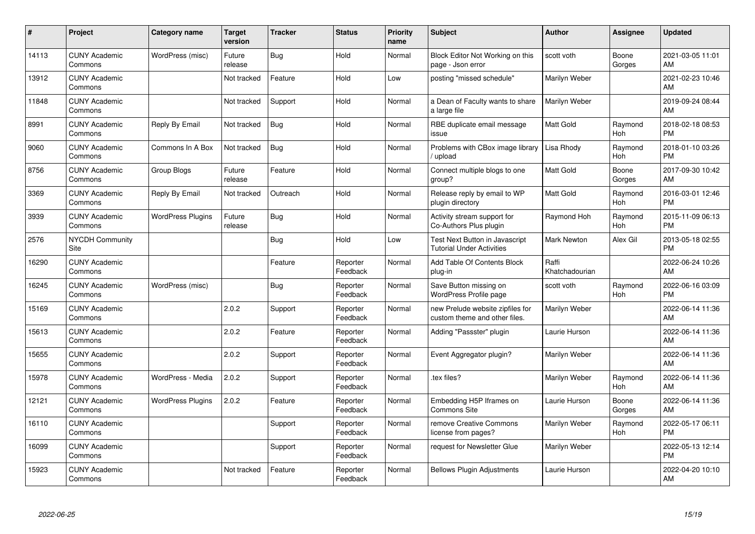| # | Project | Category name | Target version | Tracker | Status | Priority name | Subject | Author | Assignee | Updated |
|---|---|---|---|---|---|---|---|---|---|---|
| 14113 | CUNY Academic Commons | WordPress (misc) | Future release | Bug | Hold | Normal | Block Editor Not Working on this page - Json error | scott voth | Boone Gorges | 2021-03-05 11:01 AM |
| 13912 | CUNY Academic Commons | | Not tracked | Feature | Hold | Low | posting "missed schedule" | Marilyn Weber | | 2021-02-23 10:46 AM |
| 11848 | CUNY Academic Commons | | Not tracked | Support | Hold | Normal | a Dean of Faculty wants to share a large file | Marilyn Weber | | 2019-09-24 08:44 AM |
| 8991 | CUNY Academic Commons | Reply By Email | Not tracked | Bug | Hold | Normal | RBE duplicate email message issue | Matt Gold | Raymond Hoh | 2018-02-18 08:53 PM |
| 9060 | CUNY Academic Commons | Commons In A Box | Not tracked | Bug | Hold | Normal | Problems with CBox image library / upload | Lisa Rhody | Raymond Hoh | 2018-01-10 03:26 PM |
| 8756 | CUNY Academic Commons | Group Blogs | Future release | Feature | Hold | Normal | Connect multiple blogs to one group? | Matt Gold | Boone Gorges | 2017-09-30 10:42 AM |
| 3369 | CUNY Academic Commons | Reply By Email | Not tracked | Outreach | Hold | Normal | Release reply by email to WP plugin directory | Matt Gold | Raymond Hoh | 2016-03-01 12:46 PM |
| 3939 | CUNY Academic Commons | WordPress Plugins | Future release | Bug | Hold | Normal | Activity stream support for Co-Authors Plus plugin | Raymond Hoh | Raymond Hoh | 2015-11-09 06:13 PM |
| 2576 | NYCDH Community Site | | | Bug | Hold | Low | Test Next Button in Javascript Tutorial Under Activities | Mark Newton | Alex Gil | 2013-05-18 02:55 PM |
| 16290 | CUNY Academic Commons | | | Feature | Reporter Feedback | Normal | Add Table Of Contents Block plug-in | Raffi Khatchadourian | | 2022-06-24 10:26 AM |
| 16245 | CUNY Academic Commons | WordPress (misc) | | Bug | Reporter Feedback | Normal | Save Button missing on WordPress Profile page | scott voth | Raymond Hoh | 2022-06-16 03:09 PM |
| 15169 | CUNY Academic Commons | | 2.0.2 | Support | Reporter Feedback | Normal | new Prelude website zipfiles for custom theme and other files. | Marilyn Weber | | 2022-06-14 11:36 AM |
| 15613 | CUNY Academic Commons | | 2.0.2 | Feature | Reporter Feedback | Normal | Adding "Passster" plugin | Laurie Hurson | | 2022-06-14 11:36 AM |
| 15655 | CUNY Academic Commons | | 2.0.2 | Support | Reporter Feedback | Normal | Event Aggregator plugin? | Marilyn Weber | | 2022-06-14 11:36 AM |
| 15978 | CUNY Academic Commons | WordPress - Media | 2.0.2 | Support | Reporter Feedback | Normal | .tex files? | Marilyn Weber | Raymond Hoh | 2022-06-14 11:36 AM |
| 12121 | CUNY Academic Commons | WordPress Plugins | 2.0.2 | Feature | Reporter Feedback | Normal | Embedding H5P Iframes on Commons Site | Laurie Hurson | Boone Gorges | 2022-06-14 11:36 AM |
| 16110 | CUNY Academic Commons | | | Support | Reporter Feedback | Normal | remove Creative Commons license from pages? | Marilyn Weber | Raymond Hoh | 2022-05-17 06:11 PM |
| 16099 | CUNY Academic Commons | | | Support | Reporter Feedback | Normal | request for Newsletter Glue | Marilyn Weber | | 2022-05-13 12:14 PM |
| 15923 | CUNY Academic Commons | | Not tracked | Feature | Reporter Feedback | Normal | Bellows Plugin Adjustments | Laurie Hurson | | 2022-04-20 10:10 AM |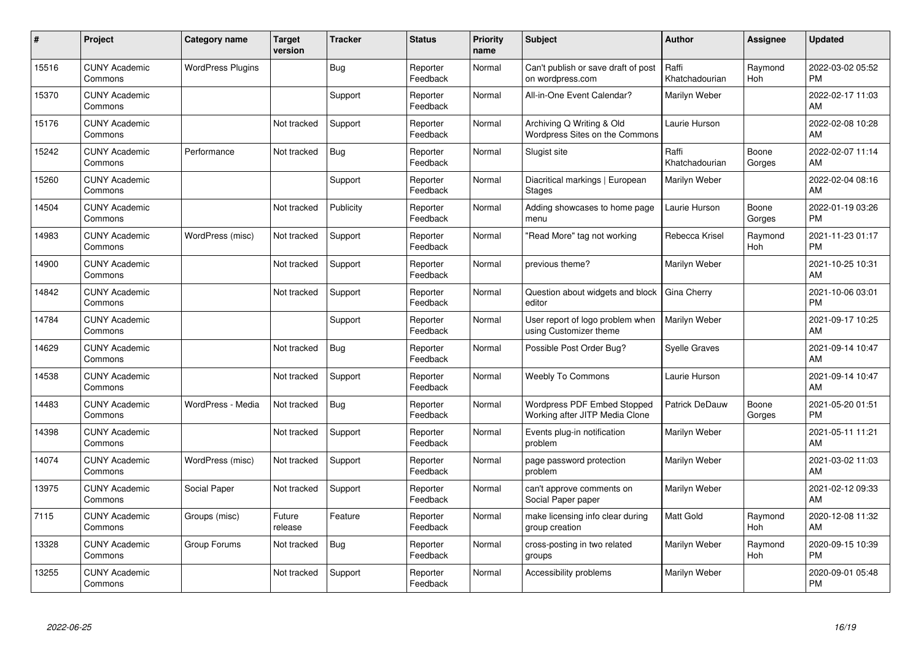| # | Project | Category name | Target version | Tracker | Status | Priority name | Subject | Author | Assignee | Updated |
|---|---|---|---|---|---|---|---|---|---|---|
| 15516 | CUNY Academic Commons | WordPress Plugins | | Bug | Reporter Feedback | Normal | Can't publish or save draft of post on wordpress.com | Raffi Khatchadourian | Raymond Hoh | 2022-03-02 05:52 PM |
| 15370 | CUNY Academic Commons | | | Support | Reporter Feedback | Normal | All-in-One Event Calendar? | Marilyn Weber | | 2022-02-17 11:03 AM |
| 15176 | CUNY Academic Commons | | Not tracked | Support | Reporter Feedback | Normal | Archiving Q Writing & Old Wordpress Sites on the Commons | Laurie Hurson | | 2022-02-08 10:28 AM |
| 15242 | CUNY Academic Commons | Performance | Not tracked | Bug | Reporter Feedback | Normal | Slugist site | Raffi Khatchadourian | Boone Gorges | 2022-02-07 11:14 AM |
| 15260 | CUNY Academic Commons | | | Support | Reporter Feedback | Normal | Diacritical markings \| European Stages | Marilyn Weber | | 2022-02-04 08:16 AM |
| 14504 | CUNY Academic Commons | | Not tracked | Publicity | Reporter Feedback | Normal | Adding showcases to home page menu | Laurie Hurson | Boone Gorges | 2022-01-19 03:26 PM |
| 14983 | CUNY Academic Commons | WordPress (misc) | Not tracked | Support | Reporter Feedback | Normal | "Read More" tag not working | Rebecca Krisel | Raymond Hoh | 2021-11-23 01:17 PM |
| 14900 | CUNY Academic Commons | | Not tracked | Support | Reporter Feedback | Normal | previous theme? | Marilyn Weber | | 2021-10-25 10:31 AM |
| 14842 | CUNY Academic Commons | | Not tracked | Support | Reporter Feedback | Normal | Question about widgets and block editor | Gina Cherry | | 2021-10-06 03:01 PM |
| 14784 | CUNY Academic Commons | | | Support | Reporter Feedback | Normal | User report of logo problem when using Customizer theme | Marilyn Weber | | 2021-09-17 10:25 AM |
| 14629 | CUNY Academic Commons | | Not tracked | Bug | Reporter Feedback | Normal | Possible Post Order Bug? | Syelle Graves | | 2021-09-14 10:47 AM |
| 14538 | CUNY Academic Commons | | Not tracked | Support | Reporter Feedback | Normal | Weebly To Commons | Laurie Hurson | | 2021-09-14 10:47 AM |
| 14483 | CUNY Academic Commons | WordPress - Media | Not tracked | Bug | Reporter Feedback | Normal | Wordpress PDF Embed Stopped Working after JITP Media Clone | Patrick DeDauw | Boone Gorges | 2021-05-20 01:51 PM |
| 14398 | CUNY Academic Commons | | Not tracked | Support | Reporter Feedback | Normal | Events plug-in notification problem | Marilyn Weber | | 2021-05-11 11:21 AM |
| 14074 | CUNY Academic Commons | WordPress (misc) | Not tracked | Support | Reporter Feedback | Normal | page password protection problem | Marilyn Weber | | 2021-03-02 11:03 AM |
| 13975 | CUNY Academic Commons | Social Paper | Not tracked | Support | Reporter Feedback | Normal | can't approve comments on Social Paper paper | Marilyn Weber | | 2021-02-12 09:33 AM |
| 7115 | CUNY Academic Commons | Groups (misc) | Future release | Feature | Reporter Feedback | Normal | make licensing info clear during group creation | Matt Gold | Raymond Hoh | 2020-12-08 11:32 AM |
| 13328 | CUNY Academic Commons | Group Forums | Not tracked | Bug | Reporter Feedback | Normal | cross-posting in two related groups | Marilyn Weber | Raymond Hoh | 2020-09-15 10:39 PM |
| 13255 | CUNY Academic Commons | | Not tracked | Support | Reporter Feedback | Normal | Accessibility problems | Marilyn Weber | | 2020-09-01 05:48 PM |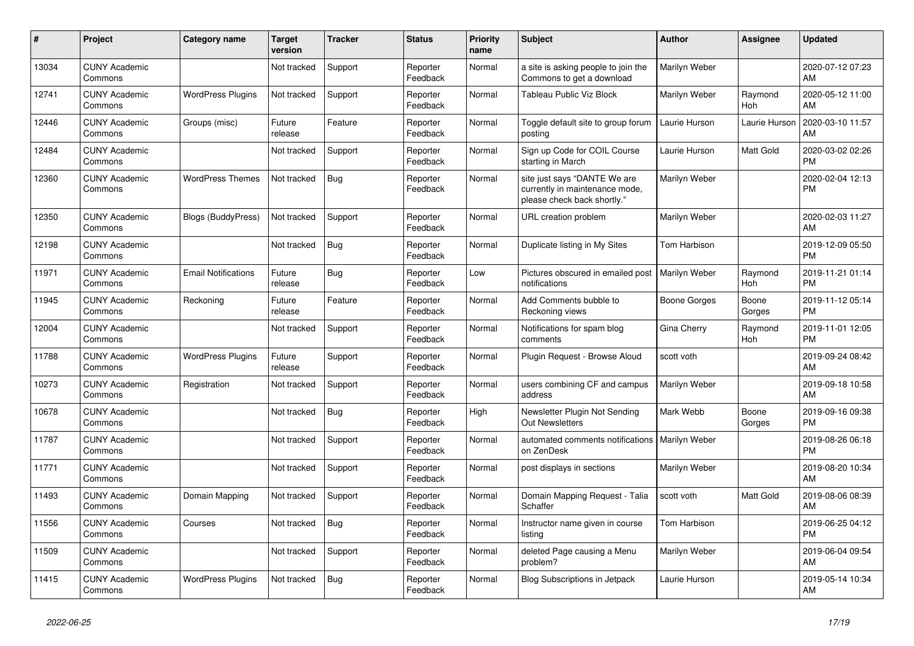| # | Project | Category name | Target version | Tracker | Status | Priority name | Subject | Author | Assignee | Updated |
|---|---|---|---|---|---|---|---|---|---|---|
| 13034 | CUNY Academic Commons | | Not tracked | Support | Reporter Feedback | Normal | a site is asking people to join the Commons to get a download | Marilyn Weber | | 2020-07-12 07:23 AM |
| 12741 | CUNY Academic Commons | WordPress Plugins | Not tracked | Support | Reporter Feedback | Normal | Tableau Public Viz Block | Marilyn Weber | Raymond Hoh | 2020-05-12 11:00 AM |
| 12446 | CUNY Academic Commons | Groups (misc) | Future release | Feature | Reporter Feedback | Normal | Toggle default site to group forum posting | Laurie Hurson | Laurie Hurson | 2020-03-10 11:57 AM |
| 12484 | CUNY Academic Commons | | Not tracked | Support | Reporter Feedback | Normal | Sign up Code for COIL Course starting in March | Laurie Hurson | Matt Gold | 2020-03-02 02:26 PM |
| 12360 | CUNY Academic Commons | WordPress Themes | Not tracked | Bug | Reporter Feedback | Normal | site just says "DANTE We are currently in maintenance mode, please check back shortly." | Marilyn Weber | | 2020-02-04 12:13 PM |
| 12350 | CUNY Academic Commons | Blogs (BuddyPress) | Not tracked | Support | Reporter Feedback | Normal | URL creation problem | Marilyn Weber | | 2020-02-03 11:27 AM |
| 12198 | CUNY Academic Commons | | Not tracked | Bug | Reporter Feedback | Normal | Duplicate listing in My Sites | Tom Harbison | | 2019-12-09 05:50 PM |
| 11971 | CUNY Academic Commons | Email Notifications | Future release | Bug | Reporter Feedback | Low | Pictures obscured in emailed post notifications | Marilyn Weber | Raymond Hoh | 2019-11-21 01:14 PM |
| 11945 | CUNY Academic Commons | Reckoning | Future release | Feature | Reporter Feedback | Normal | Add Comments bubble to Reckoning views | Boone Gorges | Boone Gorges | 2019-11-12 05:14 PM |
| 12004 | CUNY Academic Commons | | Not tracked | Support | Reporter Feedback | Normal | Notifications for spam blog comments | Gina Cherry | Raymond Hoh | 2019-11-01 12:05 PM |
| 11788 | CUNY Academic Commons | WordPress Plugins | Future release | Support | Reporter Feedback | Normal | Plugin Request - Browse Aloud | scott voth | | 2019-09-24 08:42 AM |
| 10273 | CUNY Academic Commons | Registration | Not tracked | Support | Reporter Feedback | Normal | users combining CF and campus address | Marilyn Weber | | 2019-09-18 10:58 AM |
| 10678 | CUNY Academic Commons | | Not tracked | Bug | Reporter Feedback | High | Newsletter Plugin Not Sending Out Newsletters | Mark Webb | Boone Gorges | 2019-09-16 09:38 PM |
| 11787 | CUNY Academic Commons | | Not tracked | Support | Reporter Feedback | Normal | automated comments notifications on ZenDesk | Marilyn Weber | | 2019-08-26 06:18 PM |
| 11771 | CUNY Academic Commons | | Not tracked | Support | Reporter Feedback | Normal | post displays in sections | Marilyn Weber | | 2019-08-20 10:34 AM |
| 11493 | CUNY Academic Commons | Domain Mapping | Not tracked | Support | Reporter Feedback | Normal | Domain Mapping Request - Talia Schaffer | scott voth | Matt Gold | 2019-08-06 08:39 AM |
| 11556 | CUNY Academic Commons | Courses | Not tracked | Bug | Reporter Feedback | Normal | Instructor name given in course listing | Tom Harbison | | 2019-06-25 04:12 PM |
| 11509 | CUNY Academic Commons | | Not tracked | Support | Reporter Feedback | Normal | deleted Page causing a Menu problem? | Marilyn Weber | | 2019-06-04 09:54 AM |
| 11415 | CUNY Academic Commons | WordPress Plugins | Not tracked | Bug | Reporter Feedback | Normal | Blog Subscriptions in Jetpack | Laurie Hurson | | 2019-05-14 10:34 AM |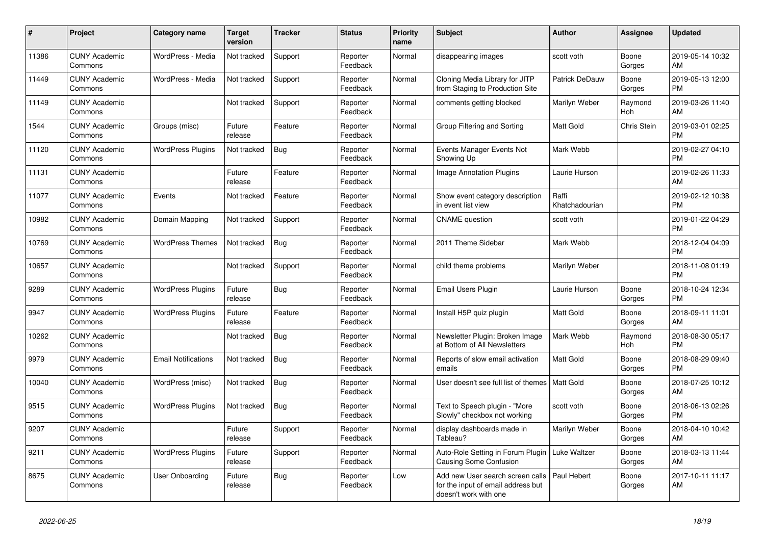| # | Project | Category name | Target version | Tracker | Status | Priority name | Subject | Author | Assignee | Updated |
|---|---|---|---|---|---|---|---|---|---|---|
| 11386 | CUNY Academic Commons | WordPress - Media | Not tracked | Support | Reporter Feedback | Normal | disappearing images | scott voth | Boone Gorges | 2019-05-14 10:32 AM |
| 11449 | CUNY Academic Commons | WordPress - Media | Not tracked | Support | Reporter Feedback | Normal | Cloning Media Library for JITP from Staging to Production Site | Patrick DeDauw | Boone Gorges | 2019-05-13 12:00 PM |
| 11149 | CUNY Academic Commons | | Not tracked | Support | Reporter Feedback | Normal | comments getting blocked | Marilyn Weber | Raymond Hoh | 2019-03-26 11:40 AM |
| 1544 | CUNY Academic Commons | Groups (misc) | Future release | Feature | Reporter Feedback | Normal | Group Filtering and Sorting | Matt Gold | Chris Stein | 2019-03-01 02:25 PM |
| 11120 | CUNY Academic Commons | WordPress Plugins | Not tracked | Bug | Reporter Feedback | Normal | Events Manager Events Not Showing Up | Mark Webb | | 2019-02-27 04:10 PM |
| 11131 | CUNY Academic Commons | | Future release | Feature | Reporter Feedback | Normal | Image Annotation Plugins | Laurie Hurson | | 2019-02-26 11:33 AM |
| 11077 | CUNY Academic Commons | Events | Not tracked | Feature | Reporter Feedback | Normal | Show event category description in event list view | Raffi Khatchadourian | | 2019-02-12 10:38 PM |
| 10982 | CUNY Academic Commons | Domain Mapping | Not tracked | Support | Reporter Feedback | Normal | CNAME question | scott voth | | 2019-01-22 04:29 PM |
| 10769 | CUNY Academic Commons | WordPress Themes | Not tracked | Bug | Reporter Feedback | Normal | 2011 Theme Sidebar | Mark Webb | | 2018-12-04 04:09 PM |
| 10657 | CUNY Academic Commons | | Not tracked | Support | Reporter Feedback | Normal | child theme problems | Marilyn Weber | | 2018-11-08 01:19 PM |
| 9289 | CUNY Academic Commons | WordPress Plugins | Future release | Bug | Reporter Feedback | Normal | Email Users Plugin | Laurie Hurson | Boone Gorges | 2018-10-24 12:34 PM |
| 9947 | CUNY Academic Commons | WordPress Plugins | Future release | Feature | Reporter Feedback | Normal | Install H5P quiz plugin | Matt Gold | Boone Gorges | 2018-09-11 11:01 AM |
| 10262 | CUNY Academic Commons | | Not tracked | Bug | Reporter Feedback | Normal | Newsletter Plugin: Broken Image at Bottom of All Newsletters | Mark Webb | Raymond Hoh | 2018-08-30 05:17 PM |
| 9979 | CUNY Academic Commons | Email Notifications | Not tracked | Bug | Reporter Feedback | Normal | Reports of slow email activation emails | Matt Gold | Boone Gorges | 2018-08-29 09:40 PM |
| 10040 | CUNY Academic Commons | WordPress (misc) | Not tracked | Bug | Reporter Feedback | Normal | User doesn't see full list of themes | Matt Gold | Boone Gorges | 2018-07-25 10:12 AM |
| 9515 | CUNY Academic Commons | WordPress Plugins | Not tracked | Bug | Reporter Feedback | Normal | Text to Speech plugin - "More Slowly" checkbox not working | scott voth | Boone Gorges | 2018-06-13 02:26 PM |
| 9207 | CUNY Academic Commons | | Future release | Support | Reporter Feedback | Normal | display dashboards made in Tableau? | Marilyn Weber | Boone Gorges | 2018-04-10 10:42 AM |
| 9211 | CUNY Academic Commons | WordPress Plugins | Future release | Support | Reporter Feedback | Normal | Auto-Role Setting in Forum Plugin Causing Some Confusion | Luke Waltzer | Boone Gorges | 2018-03-13 11:44 AM |
| 8675 | CUNY Academic Commons | User Onboarding | Future release | Bug | Reporter Feedback | Low | Add new User search screen calls for the input of email address but doesn't work with one | Paul Hebert | Boone Gorges | 2017-10-11 11:17 AM |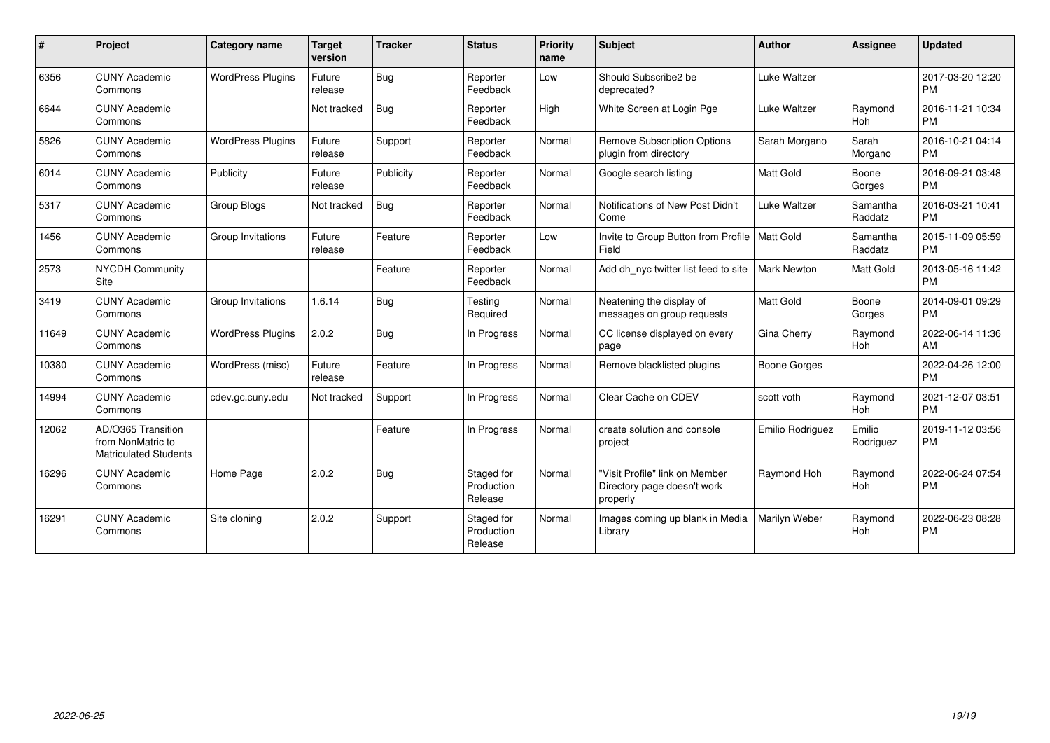| # | Project | Category name | Target version | Tracker | Status | Priority name | Subject | Author | Assignee | Updated |
|---|---|---|---|---|---|---|---|---|---|---|
| 6356 | CUNY Academic Commons | WordPress Plugins | Future release | Bug | Reporter Feedback | Low | Should Subscribe2 be deprecated? | Luke Waltzer | | 2017-03-20 12:20 PM |
| 6644 | CUNY Academic Commons | | Not tracked | Bug | Reporter Feedback | High | White Screen at Login Pge | Luke Waltzer | Raymond Hoh | 2016-11-21 10:34 PM |
| 5826 | CUNY Academic Commons | WordPress Plugins | Future release | Support | Reporter Feedback | Normal | Remove Subscription Options plugin from directory | Sarah Morgano | Sarah Morgano | 2016-10-21 04:14 PM |
| 6014 | CUNY Academic Commons | Publicity | Future release | Publicity | Reporter Feedback | Normal | Google search listing | Matt Gold | Boone Gorges | 2016-09-21 03:48 PM |
| 5317 | CUNY Academic Commons | Group Blogs | Not tracked | Bug | Reporter Feedback | Normal | Notifications of New Post Didn't Come | Luke Waltzer | Samantha Raddatz | 2016-03-21 10:41 PM |
| 1456 | CUNY Academic Commons | Group Invitations | Future release | Feature | Reporter Feedback | Low | Invite to Group Button from Profile Field | Matt Gold | Samantha Raddatz | 2015-11-09 05:59 PM |
| 2573 | NYCDH Community Site | | | Feature | Reporter Feedback | Normal | Add dh_nyc twitter list feed to site | Mark Newton | Matt Gold | 2013-05-16 11:42 PM |
| 3419 | CUNY Academic Commons | Group Invitations | 1.6.14 | Bug | Testing Required | Normal | Neatening the display of messages on group requests | Matt Gold | Boone Gorges | 2014-09-01 09:29 PM |
| 11649 | CUNY Academic Commons | WordPress Plugins | 2.0.2 | Bug | In Progress | Normal | CC license displayed on every page | Gina Cherry | Raymond Hoh | 2022-06-14 11:36 AM |
| 10380 | CUNY Academic Commons | WordPress (misc) | Future release | Feature | In Progress | Normal | Remove blacklisted plugins | Boone Gorges | | 2022-04-26 12:00 PM |
| 14994 | CUNY Academic Commons | cdev.gc.cuny.edu | Not tracked | Support | In Progress | Normal | Clear Cache on CDEV | scott voth | Raymond Hoh | 2021-12-07 03:51 PM |
| 12062 | AD/O365 Transition from NonMatric to Matriculated Students | | | Feature | In Progress | Normal | create solution and console project | Emilio Rodriguez | Emilio Rodriguez | 2019-11-12 03:56 PM |
| 16296 | CUNY Academic Commons | Home Page | 2.0.2 | Bug | Staged for Production Release | Normal | "Visit Profile" link on Member Directory page doesn't work properly | Raymond Hoh | Raymond Hoh | 2022-06-24 07:54 PM |
| 16291 | CUNY Academic Commons | Site cloning | 2.0.2 | Support | Staged for Production Release | Normal | Images coming up blank in Media Library | Marilyn Weber | Raymond Hoh | 2022-06-23 08:28 PM |